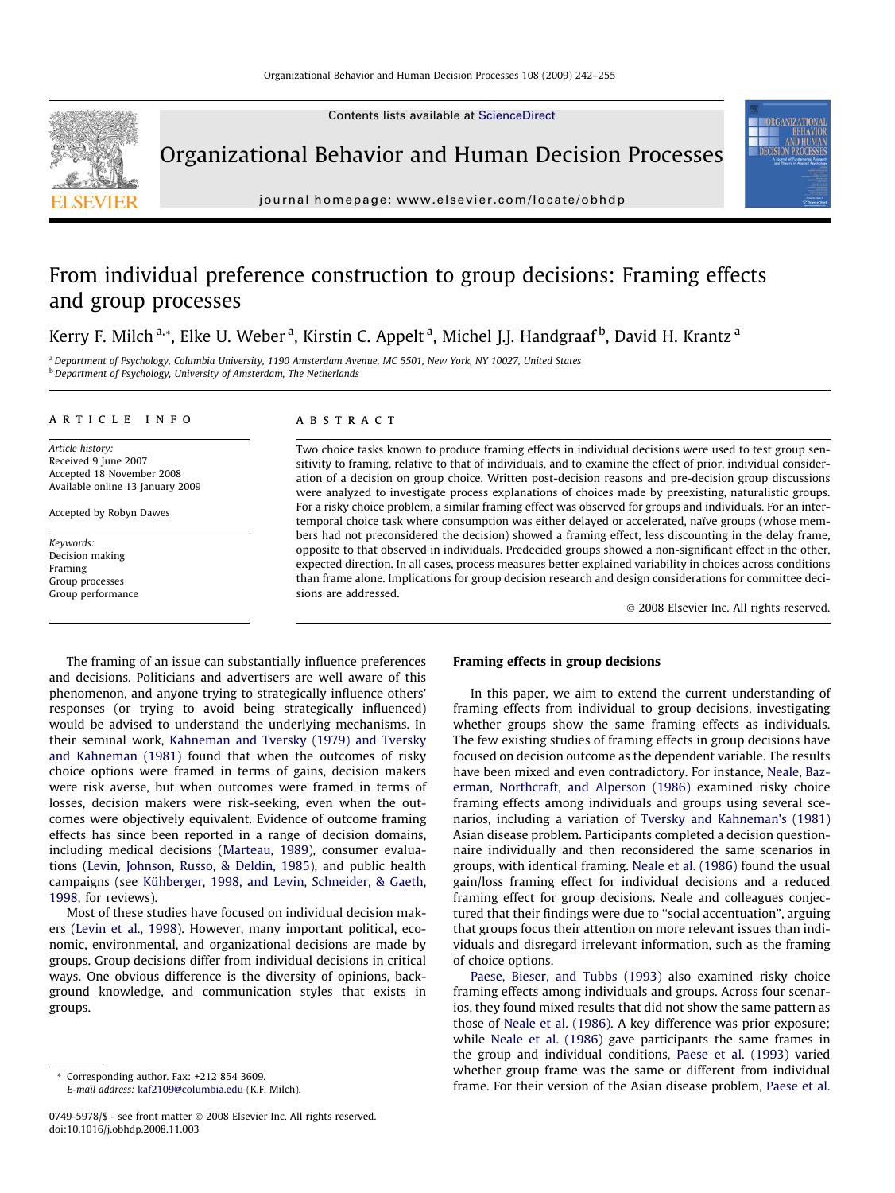# From individual preference construction to group decisions: Framing effects and group processes

Kerry F. Milch [a,*], Elke U. Weber [a], Kirstin C. Appelt [a], Michel J.J. Handgraaf [b], David H. Krantz [a]

[a] Department of Psychology, Columbia University, 1190 Amsterdam Avenue, MC 5501, New York, NY 10027, United States
[b] Department of Psychology, University of Amsterdam, The Netherlands

## ARTICLE INFO

*Article history:*
Received 9 June 2007
Accepted 18 November 2008
Available online 13 January 2009

Accepted by Robyn Dawes

*Keywords:*
Decision making
Framing
Group processes
Group performance

## ABSTRACT

Two choice tasks known to produce framing effects in individual decisions were used to test group sensitivity to framing, relative to that of individuals, and to examine the effect of prior, individual consideration of a decision on group choice. Written post-decision reasons and pre-decision group discussions were analyzed to investigate process explanations of choices made by preexisting, naturalistic groups. For a risky choice problem, a similar framing effect was observed for groups and individuals. For an intertemporal choice task where consumption was either delayed or accelerated, naïve groups (whose members had not preconsidered the decision) showed a framing effect, less discounting in the delay frame, opposite to that observed in individuals. Predecided groups showed a non-significant effect in the other, expected direction. In all cases, process measures better explained variability in choices across conditions than frame alone. Implications for group decision research and design considerations for committee decisions are addressed.

© 2008 Elsevier Inc. All rights reserved.

The framing of an issue can substantially influence preferences and decisions. Politicians and advertisers are well aware of this phenomenon, and anyone trying to strategically influence others' responses (or trying to avoid being strategically influenced) would be advised to understand the underlying mechanisms. In their seminal work, Kahneman and Tversky (1979) and Tversky and Kahneman (1981) found that when the outcomes of risky choice options were framed in terms of gains, decision makers were risk averse, but when outcomes were framed in terms of losses, decision makers were risk-seeking, even when the outcomes were objectively equivalent. Evidence of outcome framing effects has since been reported in a range of decision domains, including medical decisions (Marteau, 1989), consumer evaluations (Levin, Johnson, Russo, & Deldin, 1985), and public health campaigns (see Kühberger, 1998, and Levin, Schneider, & Gaeth, 1998, for reviews).

Most of these studies have focused on individual decision makers (Levin et al., 1998). However, many important political, economic, environmental, and organizational decisions are made by groups. Group decisions differ from individual decisions in critical ways. One obvious difference is the diversity of opinions, background knowledge, and communication styles that exists in groups.

## Framing effects in group decisions

In this paper, we aim to extend the current understanding of framing effects from individual to group decisions, investigating whether groups show the same framing effects as individuals. The few existing studies of framing effects in group decisions have focused on decision outcome as the dependent variable. The results have been mixed and even contradictory. For instance, Neale, Bazerman, Northcraft, and Alperson (1986) examined risky choice framing effects among individuals and groups using several scenarios, including a variation of Tversky and Kahneman's (1981) Asian disease problem. Participants completed a decision questionnaire individually and then reconsidered the same scenarios in groups, with identical framing. Neale et al. (1986) found the usual gain/loss framing effect for individual decisions and a reduced framing effect for group decisions. Neale and colleagues conjectured that their findings were due to "social accentuation", arguing that groups focus their attention on more relevant issues than individuals and disregard irrelevant information, such as the framing of choice options.

Paese, Bieser, and Tubbs (1993) also examined risky choice framing effects among individuals and groups. Across four scenarios, they found mixed results that did not show the same pattern as those of Neale et al. (1986). A key difference was prior exposure; while Neale et al. (1986) gave participants the same frames in the group and individual conditions, Paese et al. (1993) varied whether group frame was the same or different from individual frame. For their version of the Asian disease problem, Paese et al.

* Corresponding author. Fax: +212 854 3609.
*E-mail address:* kaf2109@columbia.edu (K.F. Milch).

0749-5978/$ - see front matter © 2008 Elsevier Inc. All rights reserved.
doi:10.1016/j.obhdp.2008.11.003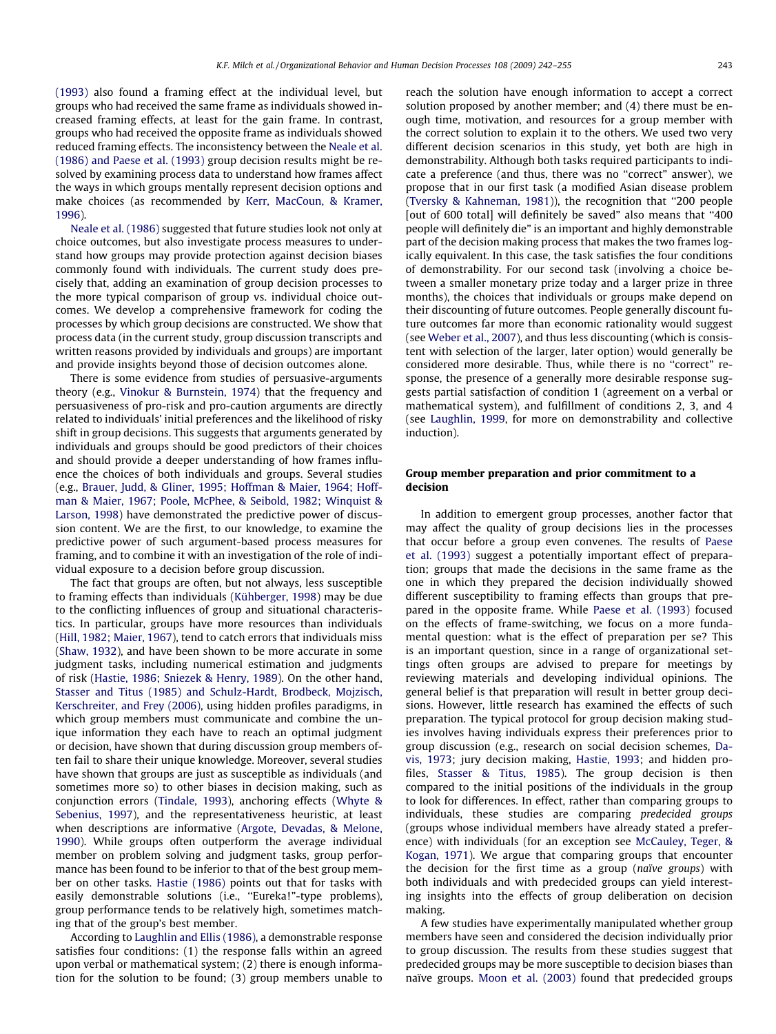(1993) also found a framing effect at the individual level, but groups who had received the same frame as individuals showed increased framing effects, at least for the gain frame. In contrast, groups who had received the opposite frame as individuals showed reduced framing effects. The inconsistency between the Neale et al. (1986) and Paese et al. (1993) group decision results might be resolved by examining process data to understand how frames affect the ways in which groups mentally represent decision options and make choices (as recommended by Kerr, MacCoun, & Kramer, 1996).

Neale et al. (1986) suggested that future studies look not only at choice outcomes, but also investigate process measures to understand how groups may provide protection against decision biases commonly found with individuals. The current study does precisely that, adding an examination of group decision processes to the more typical comparison of group vs. individual choice outcomes. We develop a comprehensive framework for coding the processes by which group decisions are constructed. We show that process data (in the current study, group discussion transcripts and written reasons provided by individuals and groups) are important and provide insights beyond those of decision outcomes alone.

There is some evidence from studies of persuasive-arguments theory (e.g., Vinokur & Burnstein, 1974) that the frequency and persuasiveness of pro-risk and pro-caution arguments are directly related to individuals' initial preferences and the likelihood of risky shift in group decisions. This suggests that arguments generated by individuals and groups should be good predictors of their choices and should provide a deeper understanding of how frames influence the choices of both individuals and groups. Several studies (e.g., Brauer, Judd, & Gliner, 1995; Hoffman & Maier, 1964; Hoffman & Maier, 1967; Poole, McPhee, & Seibold, 1982; Winquist & Larson, 1998) have demonstrated the predictive power of discussion content. We are the first, to our knowledge, to examine the predictive power of such argument-based process measures for framing, and to combine it with an investigation of the role of individual exposure to a decision before group discussion.

The fact that groups are often, but not always, less susceptible to framing effects than individuals (Kühberger, 1998) may be due to the conflicting influences of group and situational characteristics. In particular, groups have more resources than individuals (Hill, 1982; Maier, 1967), tend to catch errors that individuals miss (Shaw, 1932), and have been shown to be more accurate in some judgment tasks, including numerical estimation and judgments of risk (Hastie, 1986; Sniezek & Henry, 1989). On the other hand, Stasser and Titus (1985) and Schulz-Hardt, Brodbeck, Mojzisch, Kerschreiter, and Frey (2006), using hidden profiles paradigms, in which group members must communicate and combine the unique information they each have to reach an optimal judgment or decision, have shown that during discussion group members often fail to share their unique knowledge. Moreover, several studies have shown that groups are just as susceptible as individuals (and sometimes more so) to other biases in decision making, such as conjunction errors (Tindale, 1993), anchoring effects (Whyte & Sebenius, 1997), and the representativeness heuristic, at least when descriptions are informative (Argote, Devadas, & Melone, 1990). While groups often outperform the average individual member on problem solving and judgment tasks, group performance has been found to be inferior to that of the best group member on other tasks. Hastie (1986) points out that for tasks with easily demonstrable solutions (i.e., "Eureka!"-type problems), group performance tends to be relatively high, sometimes matching that of the group's best member.

According to Laughlin and Ellis (1986), a demonstrable response satisfies four conditions: (1) the response falls within an agreed upon verbal or mathematical system; (2) there is enough information for the solution to be found; (3) group members unable to reach the solution have enough information to accept a correct solution proposed by another member; and (4) there must be enough time, motivation, and resources for a group member with the correct solution to explain it to the others. We used two very different decision scenarios in this study, yet both are high in demonstrability. Although both tasks required participants to indicate a preference (and thus, there was no "correct" answer), we propose that in our first task (a modified Asian disease problem (Tversky & Kahneman, 1981)), the recognition that "200 people [out of 600 total] will definitely be saved" also means that "400 people will definitely die" is an important and highly demonstrable part of the decision making process that makes the two frames logically equivalent. In this case, the task satisfies the four conditions of demonstrability. For our second task (involving a choice between a smaller monetary prize today and a larger prize in three months), the choices that individuals or groups make depend on their discounting of future outcomes. People generally discount future outcomes far more than economic rationality would suggest (see Weber et al., 2007), and thus less discounting (which is consistent with selection of the larger, later option) would generally be considered more desirable. Thus, while there is no "correct" response, the presence of a generally more desirable response suggests partial satisfaction of condition 1 (agreement on a verbal or mathematical system), and fulfillment of conditions 2, 3, and 4 (see Laughlin, 1999, for more on demonstrability and collective induction).

## Group member preparation and prior commitment to a decision

In addition to emergent group processes, another factor that may affect the quality of group decisions lies in the processes that occur before a group even convenes. The results of Paese et al. (1993) suggest a potentially important effect of preparation; groups that made the decisions in the same frame as the one in which they prepared the decision individually showed different susceptibility to framing effects than groups that prepared in the opposite frame. While Paese et al. (1993) focused on the effects of frame-switching, we focus on a more fundamental question: what is the effect of preparation per se? This is an important question, since in a range of organizational settings often groups are advised to prepare for meetings by reviewing materials and developing individual opinions. The general belief is that preparation will result in better group decisions. However, little research has examined the effects of such preparation. The typical protocol for group decision making studies involves having individuals express their preferences prior to group discussion (e.g., research on social decision schemes, Davis, 1973; jury decision making, Hastie, 1993; and hidden profiles, Stasser & Titus, 1985). The group decision is then compared to the initial positions of the individuals in the group to look for differences. In effect, rather than comparing groups to individuals, these studies are comparing *predecided groups* (groups whose individual members have already stated a preference) with individuals (for an exception see McCauley, Teger, & Kogan, 1971). We argue that comparing groups that encounter the decision for the first time as a group (*naïve groups*) with both individuals and with predecided groups can yield interesting insights into the effects of group deliberation on decision making.

A few studies have experimentally manipulated whether group members have seen and considered the decision individually prior to group discussion. The results from these studies suggest that predecided groups may be more susceptible to decision biases than naïve groups. Moon et al. (2003) found that predecided groups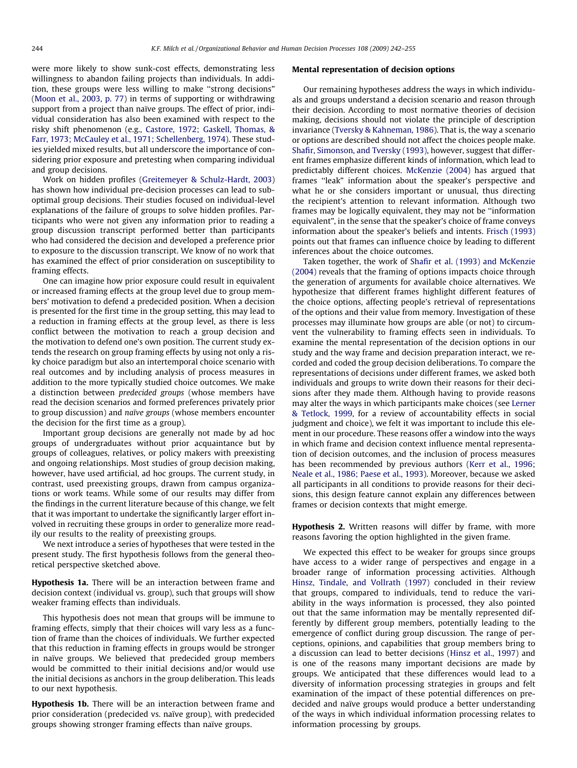were more likely to show sunk-cost effects, demonstrating less willingness to abandon failing projects than individuals. In addition, these groups were less willing to make ''strong decisions'' (Moon et al., 2003, p. 77) in terms of supporting or withdrawing support from a project than naïve groups. The effect of prior, individual consideration has also been examined with respect to the risky shift phenomenon (e.g., Castore, 1972; Gaskell, Thomas, & Farr, 1973; McCauley et al., 1971; Schellenberg, 1974). These studies yielded mixed results, but all underscore the importance of considering prior exposure and pretesting when comparing individual and group decisions.

Work on hidden profiles (Greitemeyer & Schulz-Hardt, 2003) has shown how individual pre-decision processes can lead to suboptimal group decisions. Their studies focused on individual-level explanations of the failure of groups to solve hidden profiles. Participants who were not given any information prior to reading a group discussion transcript performed better than participants who had considered the decision and developed a preference prior to exposure to the discussion transcript. We know of no work that has examined the effect of prior consideration on susceptibility to framing effects.

One can imagine how prior exposure could result in equivalent or increased framing effects at the group level due to group members' motivation to defend a predecided position. When a decision is presented for the first time in the group setting, this may lead to a reduction in framing effects at the group level, as there is less conflict between the motivation to reach a group decision and the motivation to defend one's own position. The current study extends the research on group framing effects by using not only a risky choice paradigm but also an intertemporal choice scenario with real outcomes and by including analysis of process measures in addition to the more typically studied choice outcomes. We make a distinction between *predecided groups* (whose members have read the decision scenarios and formed preferences privately prior to group discussion) and *naïve groups* (whose members encounter the decision for the first time as a group).

Important group decisions are generally not made by ad hoc groups of undergraduates without prior acquaintance but by groups of colleagues, relatives, or policy makers with preexisting and ongoing relationships. Most studies of group decision making, however, have used artificial, ad hoc groups. The current study, in contrast, used preexisting groups, drawn from campus organizations or work teams. While some of our results may differ from the findings in the current literature because of this change, we felt that it was important to undertake the significantly larger effort involved in recruiting these groups in order to generalize more readily our results to the reality of preexisting groups.

We next introduce a series of hypotheses that were tested in the present study. The first hypothesis follows from the general theoretical perspective sketched above.

**Hypothesis 1a.** There will be an interaction between frame and decision context (individual vs. group), such that groups will show weaker framing effects than individuals.

This hypothesis does not mean that groups will be immune to framing effects, simply that their choices will vary less as a function of frame than the choices of individuals. We further expected that this reduction in framing effects in groups would be stronger in naïve groups. We believed that predecided group members would be committed to their initial decisions and/or would use the initial decisions as anchors in the group deliberation. This leads to our next hypothesis.

**Hypothesis 1b.** There will be an interaction between frame and prior consideration (predecided vs. naïve group), with predecided groups showing stronger framing effects than naïve groups.

## Mental representation of decision options

Our remaining hypotheses address the ways in which individuals and groups understand a decision scenario and reason through their decision. According to most normative theories of decision making, decisions should not violate the principle of description invariance (Tversky & Kahneman, 1986). That is, the way a scenario or options are described should not affect the choices people make. Shafir, Simonson, and Tversky (1993), however, suggest that different frames emphasize different kinds of information, which lead to predictably different choices. McKenzie (2004) has argued that frames ''leak'' information about the speaker's perspective and what he or she considers important or unusual, thus directing the recipient's attention to relevant information. Although two frames may be logically equivalent, they may not be ''information equivalent'', in the sense that the speaker's choice of frame conveys information about the speaker's beliefs and intents. Frisch (1993) points out that frames can influence choice by leading to different inferences about the choice outcomes.

Taken together, the work of Shafir et al. (1993) and McKenzie (2004) reveals that the framing of options impacts choice through the generation of arguments for available choice alternatives. We hypothesize that different frames highlight different features of the choice options, affecting people's retrieval of representations of the options and their value from memory. Investigation of these processes may illuminate how groups are able (or not) to circumvent the vulnerability to framing effects seen in individuals. To examine the mental representation of the decision options in our study and the way frame and decision preparation interact, we recorded and coded the group decision deliberations. To compare the representations of decisions under different frames, we asked both individuals and groups to write down their reasons for their decisions after they made them. Although having to provide reasons may alter the ways in which participants make choices (see Lerner & Tetlock, 1999, for a review of accountability effects in social judgment and choice), we felt it was important to include this element in our procedure. These reasons offer a window into the ways in which frame and decision context influence mental representation of decision outcomes, and the inclusion of process measures has been recommended by previous authors (Kerr et al., 1996; Neale et al., 1986; Paese et al., 1993). Moreover, because we asked all participants in all conditions to provide reasons for their decisions, this design feature cannot explain any differences between frames or decision contexts that might emerge.

**Hypothesis 2.** Written reasons will differ by frame, with more reasons favoring the option highlighted in the given frame.

We expected this effect to be weaker for groups since groups have access to a wider range of perspectives and engage in a broader range of information processing activities. Although Hinsz, Tindale, and Vollrath (1997) concluded in their review that groups, compared to individuals, tend to reduce the variability in the ways information is processed, they also pointed out that the same information may be mentally represented differently by different group members, potentially leading to the emergence of conflict during group discussion. The range of perceptions, opinions, and capabilities that group members bring to a discussion can lead to better decisions (Hinsz et al., 1997) and is one of the reasons many important decisions are made by groups. We anticipated that these differences would lead to a diversity of information processing strategies in groups and felt examination of the impact of these potential differences on predecided and naïve groups would produce a better understanding of the ways in which individual information processing relates to information processing by groups.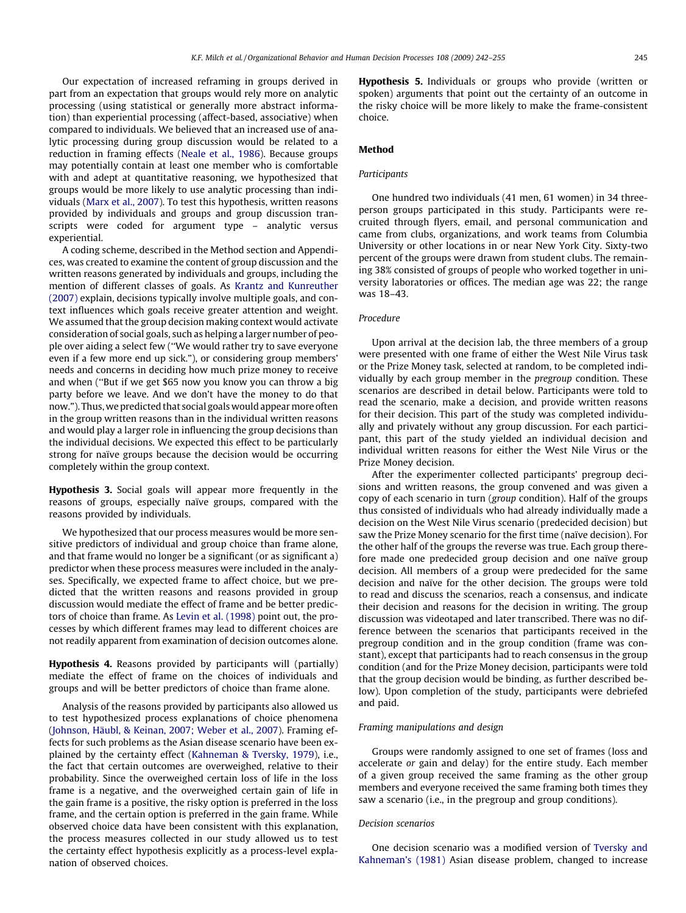Our expectation of increased reframing in groups derived in part from an expectation that groups would rely more on analytic processing (using statistical or generally more abstract information) than experiential processing (affect-based, associative) when compared to individuals. We believed that an increased use of analytic processing during group discussion would be related to a reduction in framing effects (Neale et al., 1986). Because groups may potentially contain at least one member who is comfortable with and adept at quantitative reasoning, we hypothesized that groups would be more likely to use analytic processing than individuals (Marx et al., 2007). To test this hypothesis, written reasons provided by individuals and groups and group discussion transcripts were coded for argument type – analytic versus experiential.

A coding scheme, described in the Method section and Appendices, was created to examine the content of group discussion and the written reasons generated by individuals and groups, including the mention of different classes of goals. As Krantz and Kunreuther (2007) explain, decisions typically involve multiple goals, and context influences which goals receive greater attention and weight. We assumed that the group decision making context would activate consideration of social goals, such as helping a larger number of people over aiding a select few ("We would rather try to save everyone even if a few more end up sick."), or considering group members' needs and concerns in deciding how much prize money to receive and when ("But if we get $65 now you know you can throw a big party before we leave. And we don't have the money to do that now."). Thus, we predicted that social goals would appear more often in the group written reasons than in the individual written reasons and would play a larger role in influencing the group decisions than the individual decisions. We expected this effect to be particularly strong for naïve groups because the decision would be occurring completely within the group context.

**Hypothesis 3.** Social goals will appear more frequently in the reasons of groups, especially naïve groups, compared with the reasons provided by individuals.

We hypothesized that our process measures would be more sensitive predictors of individual and group choice than frame alone, and that frame would no longer be a significant (or as significant a) predictor when these process measures were included in the analyses. Specifically, we expected frame to affect choice, but we predicted that the written reasons and reasons provided in group discussion would mediate the effect of frame and be better predictors of choice than frame. As Levin et al. (1998) point out, the processes by which different frames may lead to different choices are not readily apparent from examination of decision outcomes alone.

**Hypothesis 4.** Reasons provided by participants will (partially) mediate the effect of frame on the choices of individuals and groups and will be better predictors of choice than frame alone.

Analysis of the reasons provided by participants also allowed us to test hypothesized process explanations of choice phenomena (Johnson, Häubl, & Keinan, 2007; Weber et al., 2007). Framing effects for such problems as the Asian disease scenario have been explained by the certainty effect (Kahneman & Tversky, 1979), i.e., the fact that certain outcomes are overweighed, relative to their probability. Since the overweighed certain loss of life in the loss frame is a negative, and the overweighed certain gain of life in the gain frame is a positive, the risky option is preferred in the loss frame, and the certain option is preferred in the gain frame. While observed choice data have been consistent with this explanation, the process measures collected in our study allowed us to test the certainty effect hypothesis explicitly as a process-level explanation of observed choices.

**Hypothesis 5.** Individuals or groups who provide (written or spoken) arguments that point out the certainty of an outcome in the risky choice will be more likely to make the frame-consistent choice.

## Method

### Participants

One hundred two individuals (41 men, 61 women) in 34 three-person groups participated in this study. Participants were recruited through flyers, email, and personal communication and came from clubs, organizations, and work teams from Columbia University or other locations in or near New York City. Sixty-two percent of the groups were drawn from student clubs. The remaining 38% consisted of groups of people who worked together in university laboratories or offices. The median age was 22; the range was 18–43.

### Procedure

Upon arrival at the decision lab, the three members of a group were presented with one frame of either the West Nile Virus task or the Prize Money task, selected at random, to be completed individually by each group member in the *pregroup* condition. These scenarios are described in detail below. Participants were told to read the scenario, make a decision, and provide written reasons for their decision. This part of the study was completed individually and privately without any group discussion. For each participant, this part of the study yielded an individual decision and individual written reasons for either the West Nile Virus or the Prize Money decision.

After the experimenter collected participants' pregroup decisions and written reasons, the group convened and was given a copy of each scenario in turn (*group* condition). Half of the groups thus consisted of individuals who had already individually made a decision on the West Nile Virus scenario (predecided decision) but saw the Prize Money scenario for the first time (naïve decision). For the other half of the groups the reverse was true. Each group therefore made one predecided group decision and one naïve group decision. All members of a group were predecided for the same decision and naïve for the other decision. The groups were told to read and discuss the scenarios, reach a consensus, and indicate their decision and reasons for the decision in writing. The group discussion was videotaped and later transcribed. There was no difference between the scenarios that participants received in the pregroup condition and in the group condition (frame was constant), except that participants had to reach consensus in the group condition (and for the Prize Money decision, participants were told that the group decision would be binding, as further described below). Upon completion of the study, participants were debriefed and paid.

### Framing manipulations and design

Groups were randomly assigned to one set of frames (loss and accelerate *or* gain and delay) for the entire study. Each member of a given group received the same framing as the other group members and everyone received the same framing both times they saw a scenario (i.e., in the pregroup and group conditions).

### Decision scenarios

One decision scenario was a modified version of Tversky and Kahneman's (1981) Asian disease problem, changed to increase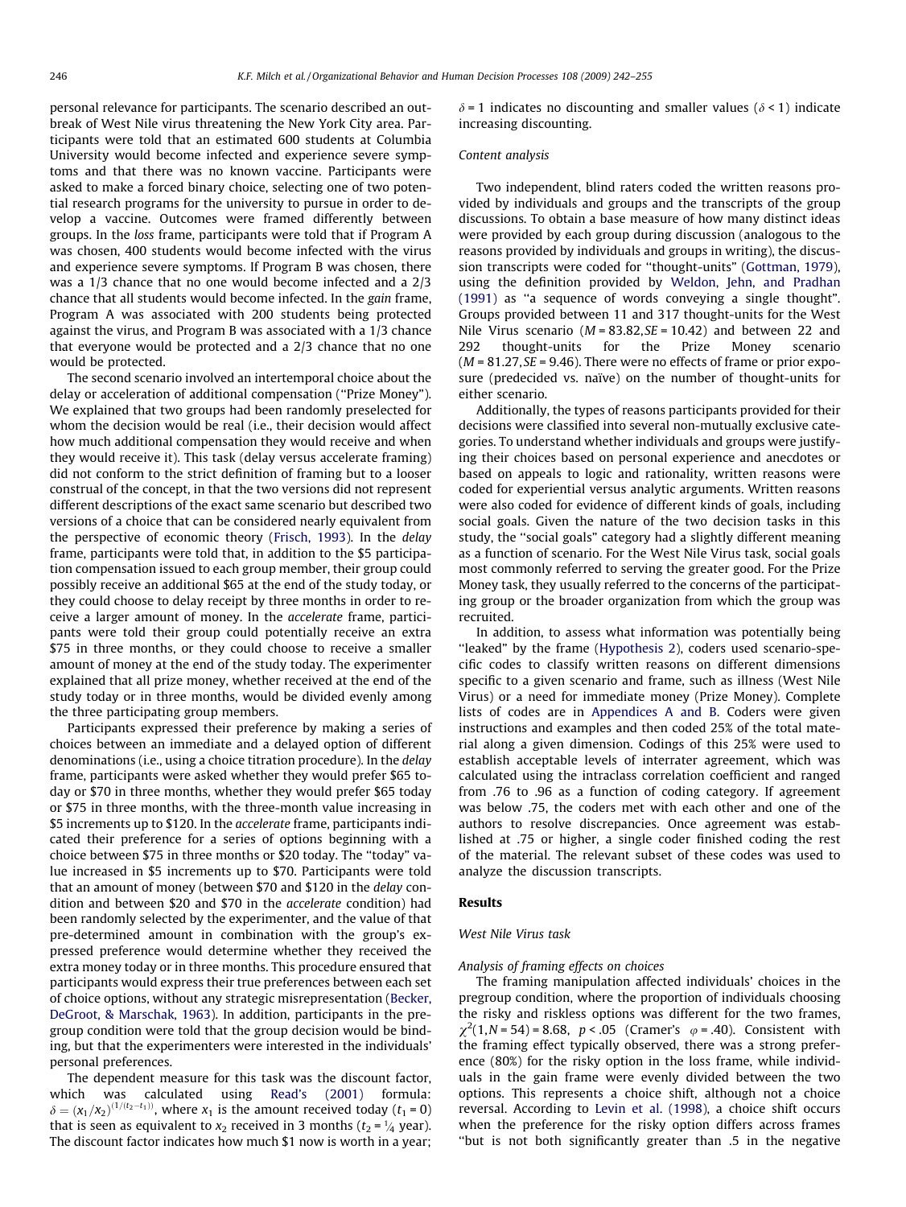personal relevance for participants. The scenario described an outbreak of West Nile virus threatening the New York City area. Participants were told that an estimated 600 students at Columbia University would become infected and experience severe symptoms and that there was no known vaccine. Participants were asked to make a forced binary choice, selecting one of two potential research programs for the university to pursue in order to develop a vaccine. Outcomes were framed differently between groups. In the *loss* frame, participants were told that if Program A was chosen, 400 students would become infected with the virus and experience severe symptoms. If Program B was chosen, there was a 1/3 chance that no one would become infected and a 2/3 chance that all students would become infected. In the *gain* frame, Program A was associated with 200 students being protected against the virus, and Program B was associated with a 1/3 chance that everyone would be protected and a 2/3 chance that no one would be protected.

The second scenario involved an intertemporal choice about the delay or acceleration of additional compensation ("Prize Money"). We explained that two groups had been randomly preselected for whom the decision would be real (i.e., their decision would affect how much additional compensation they would receive and when they would receive it). This task (delay versus accelerate framing) did not conform to the strict definition of framing but to a looser construal of the concept, in that the two versions did not represent different descriptions of the exact same scenario but described two versions of a choice that can be considered nearly equivalent from the perspective of economic theory (Frisch, 1993). In the *delay* frame, participants were told that, in addition to the $5 participation compensation issued to each group member, their group could possibly receive an additional $65 at the end of the study today, or they could choose to delay receipt by three months in order to receive a larger amount of money. In the *accelerate* frame, participants were told their group could potentially receive an extra $75 in three months, or they could choose to receive a smaller amount of money at the end of the study today. The experimenter explained that all prize money, whether received at the end of the study today or in three months, would be divided evenly among the three participating group members.

Participants expressed their preference by making a series of choices between an immediate and a delayed option of different denominations (i.e., using a choice titration procedure). In the *delay* frame, participants were asked whether they would prefer $65 today or $70 in three months, whether they would prefer $65 today or $75 in three months, with the three-month value increasing in $5 increments up to $120. In the *accelerate* frame, participants indicated their preference for a series of options beginning with a choice between $75 in three months or $20 today. The "today" value increased in $5 increments up to $70. Participants were told that an amount of money (between $70 and $120 in the *delay* condition and between $20 and $70 in the *accelerate* condition) had been randomly selected by the experimenter, and the value of that pre-determined amount in combination with the group's expressed preference would determine whether they received the extra money today or in three months. This procedure ensured that participants would express their true preferences between each set of choice options, without any strategic misrepresentation (Becker, DeGroot, & Marschak, 1963). In addition, participants in the pre-group condition were told that the group decision would be binding, but that the experimenters were interested in the individuals' personal preferences.

The dependent measure for this task was the discount factor, which was calculated using Read's (2001) formula: $\delta = (x_1/x_2)^{(1/(t_2-t_1))}$, where $x_1$ is the amount received today ($t_1 = 0$) that is seen as equivalent to $x_2$ received in 3 months ($t_2 = \frac{1}{4}$ year). The discount factor indicates how much $1 now is worth in a year; $\delta = 1$ indicates no discounting and smaller values ($\delta < 1$) indicate increasing discounting.

### Content analysis

Two independent, blind raters coded the written reasons provided by individuals and groups and the transcripts of the group discussions. To obtain a base measure of how many distinct ideas were provided by each group during discussion (analogous to the reasons provided by individuals and groups in writing), the discussion transcripts were coded for "thought-units" (Gottman, 1979), using the definition provided by Weldon, Jehn, and Pradhan (1991) as "a sequence of words conveying a single thought". Groups provided between 11 and 317 thought-units for the West Nile Virus scenario ($M = 83.82, SE = 10.42$) and between 22 and 292 thought-units for the Prize Money scenario ($M = 81.27, SE = 9.46$). There were no effects of frame or prior exposure (predecided vs. naïve) on the number of thought-units for either scenario.

Additionally, the types of reasons participants provided for their decisions were classified into several non-mutually exclusive categories. To understand whether individuals and groups were justifying their choices based on personal experience and anecdotes or based on appeals to logic and rationality, written reasons were coded for experiential versus analytic arguments. Written reasons were also coded for evidence of different kinds of goals, including social goals. Given the nature of the two decision tasks in this study, the "social goals" category had a slightly different meaning as a function of scenario. For the West Nile Virus task, social goals most commonly referred to serving the greater good. For the Prize Money task, they usually referred to the concerns of the participating group or the broader organization from which the group was recruited.

In addition, to assess what information was potentially being "leaked" by the frame (Hypothesis 2), coders used scenario-specific codes to classify written reasons on different dimensions specific to a given scenario and frame, such as illness (West Nile Virus) or a need for immediate money (Prize Money). Complete lists of codes are in Appendices A and B. Coders were given instructions and examples and then coded 25% of the total material along a given dimension. Codings of this 25% were used to establish acceptable levels of interrater agreement, which was calculated using the intraclass correlation coefficient and ranged from .76 to .96 as a function of coding category. If agreement was below .75, the coders met with each other and one of the authors to resolve discrepancies. Once agreement was established at .75 or higher, a single coder finished coding the rest of the material. The relevant subset of these codes was used to analyze the discussion transcripts.

## Results

### West Nile Virus task

#### Analysis of framing effects on choices

The framing manipulation affected individuals' choices in the pregroup condition, where the proportion of individuals choosing the risky and riskless options was different for the two frames, $\chi^2(1, N = 54) = 8.68$, $p < .05$ (Cramer's $\varphi = .40$). Consistent with the framing effect typically observed, there was a strong preference (80%) for the risky option in the loss frame, while individuals in the gain frame were evenly divided between the two options. This represents a choice shift, although not a choice reversal. According to Levin et al. (1998), a choice shift occurs when the preference for the risky option differs across frames "but is not both significantly greater than .5 in the negative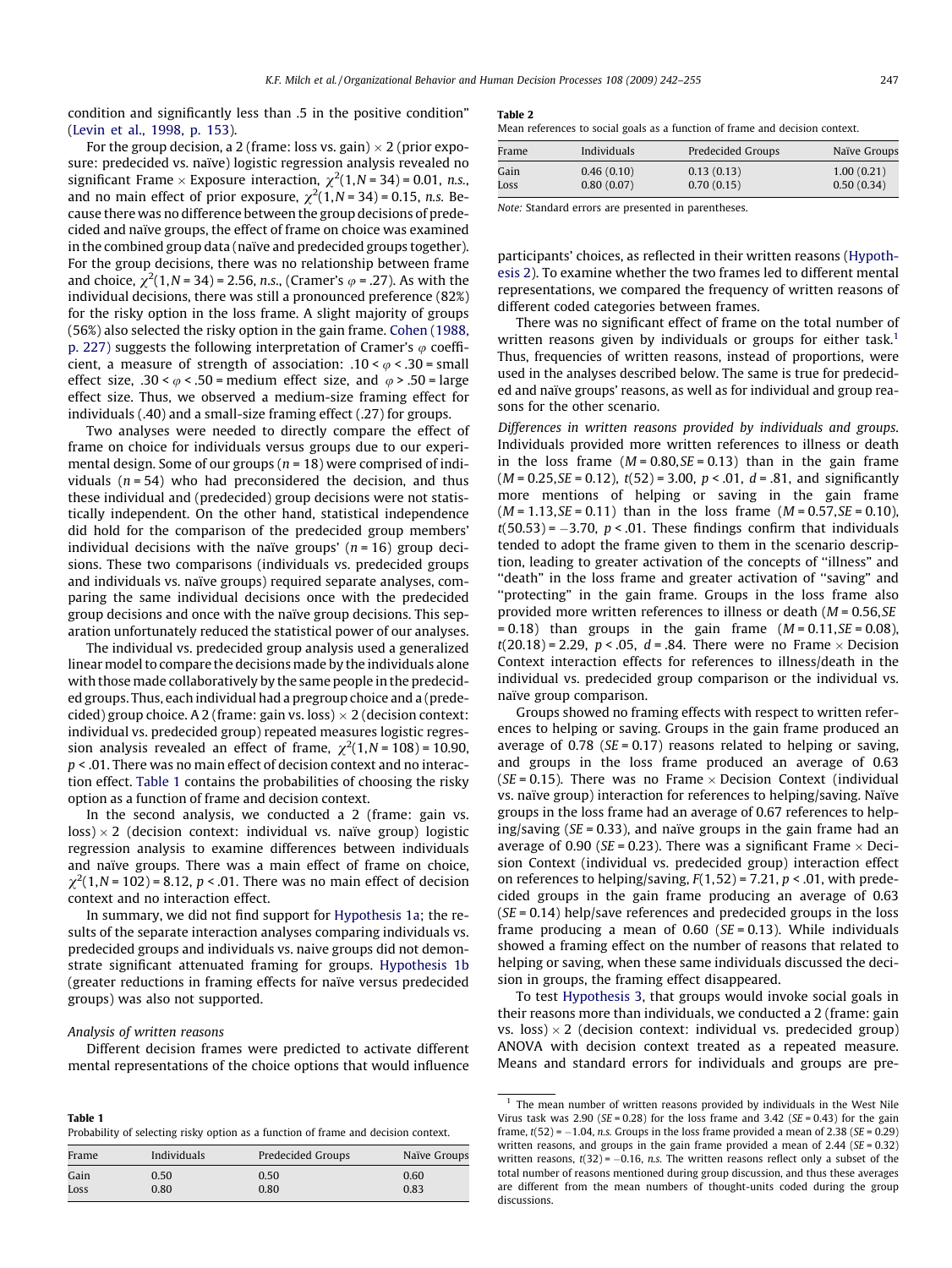condition and significantly less than .5 in the positive condition" (Levin et al., 1998, p. 153).

For the group decision, a 2 (frame: loss vs. gain) × 2 (prior exposure: predecided vs. naïve) logistic regression analysis revealed no significant Frame × Exposure interaction, $\chi^2(1, N = 34) = 0.01$, *n.s.*, and no main effect of prior exposure, $\chi^2(1, N = 34) = 0.15$, *n.s.* Because there was no difference between the group decisions of predecided and naïve groups, the effect of frame on choice was examined in the combined group data (naïve and predecided groups together). For the group decisions, there was no relationship between frame and choice, $\chi^2(1, N = 34) = 2.56$, *n.s.*, (Cramer's $\varphi = .27$). As with the individual decisions, there was still a pronounced preference (82%) for the risky option in the loss frame. A slight majority of groups (56%) also selected the risky option in the gain frame. Cohen (1988, p. 227) suggests the following interpretation of Cramer's $\varphi$ coefficient, a measure of strength of association: $.10 < \varphi < .30$ = small effect size, $.30 < \varphi < .50$ = medium effect size, and $\varphi > .50$ = large effect size. Thus, we observed a medium-size framing effect for individuals (.40) and a small-size framing effect (.27) for groups.

Two analyses were needed to directly compare the effect of frame on choice for individuals versus groups due to our experimental design. Some of our groups ($n = 18$) were comprised of individuals ($n = 54$) who had preconsidered the decision, and thus these individual and (predecided) group decisions were not statistically independent. On the other hand, statistical independence did hold for the comparison of the predecided group members' individual decisions with the naïve groups' ($n = 16$) group decisions. These two comparisons (individuals vs. predecided groups and individuals vs. naïve groups) required separate analyses, comparing the same individual decisions once with the predecided group decisions and once with the naïve group decisions. This separation unfortunately reduced the statistical power of our analyses.

The individual vs. predecided group analysis used a generalized linear model to compare the decisions made by the individuals alone with those made collaboratively by the same people in the predecided groups. Thus, each individual had a pregroup choice and a (predecided) group choice. A 2 (frame: gain vs. loss) × 2 (decision context: individual vs. predecided group) repeated measures logistic regression analysis revealed an effect of frame, $\chi^2(1, N = 108) = 10.90$, $p < .01$. There was no main effect of decision context and no interaction effect. Table 1 contains the probabilities of choosing the risky option as a function of frame and decision context.

In the second analysis, we conducted a 2 (frame: gain vs. loss) × 2 (decision context: individual vs. naïve group) logistic regression analysis to examine differences between individuals and naïve groups. There was a main effect of frame on choice, $\chi^2(1, N = 102) = 8.12$, $p < .01$. There was no main effect of decision context and no interaction effect.

In summary, we did not find support for Hypothesis 1a; the results of the separate interaction analyses comparing individuals vs. predecided groups and individuals vs. naive groups did not demonstrate significant attenuated framing for groups. Hypothesis 1b (greater reductions in framing effects for naïve versus predecided groups) was also not supported.

*Analysis of written reasons*

Different decision frames were predicted to activate different mental representations of the choice options that would influence participants' choices, as reflected in their written reasons (Hypothesis 2). To examine whether the two frames led to different mental representations, we compared the frequency of written reasons of different coded categories between frames.

There was no significant effect of frame on the total number of written reasons given by individuals or groups for either task.[1] Thus, frequencies of written reasons, instead of proportions, were used in the analyses described below. The same is true for predecided and naïve groups' reasons, as well as for individual and group reasons for the other scenario.

*Differences in written reasons provided by individuals and groups.* Individuals provided more written references to illness or death in the loss frame ($M = 0.80, SE = 0.13$) than in the gain frame ($M = 0.25, SE = 0.12$), $t(52) = 3.00$, $p < .01$, $d = .81$, and significantly more mentions of helping or saving in the gain frame ($M = 1.13, SE = 0.11$) than in the loss frame ($M = 0.57, SE = 0.10$), $t(50.53) = -3.70$, $p < .01$. These findings confirm that individuals tended to adopt the frame given to them in the scenario description, leading to greater activation of the concepts of "illness" and "death" in the loss frame and greater activation of "saving" and "protecting" in the gain frame. Groups in the loss frame also provided more written references to illness or death ($M = 0.56, SE = 0.18$) than groups in the gain frame ($M = 0.11, SE = 0.08$), $t(20.18) = 2.29$, $p < .05$, $d = .84$. There were no Frame × Decision Context interaction effects for references to illness/death in the individual vs. predecided group comparison or the individual vs. naïve group comparison.

Groups showed no framing effects with respect to written references to helping or saving. Groups in the gain frame produced an average of 0.78 ($SE = 0.17$) reasons related to helping or saving, and groups in the loss frame produced an average of 0.63 ($SE = 0.15$). There was no Frame × Decision Context (individual vs. naïve group) interaction for references to helping/saving. Naïve groups in the loss frame had an average of 0.67 references to helping/saving ($SE = 0.33$), and naïve groups in the gain frame had an average of 0.90 ($SE = 0.23$). There was a significant Frame × Decision Context (individual vs. predecided group) interaction effect on references to helping/saving, $F(1, 52) = 7.21$, $p < .01$, with predecided groups in the gain frame producing an average of 0.63 ($SE = 0.14$) help/save references and predecided groups in the loss frame producing a mean of 0.60 ($SE = 0.13$). While individuals showed a framing effect on the number of reasons that related to helping or saving, when these same individuals discussed the decision in groups, the framing effect disappeared.

To test Hypothesis 3, that groups would invoke social goals in their reasons more than individuals, we conducted a 2 (frame: gain vs. loss) × 2 (decision context: individual vs. predecided group) ANOVA with decision context treated as a repeated measure. Means and standard errors for individuals and groups are pre-

**Table 1**
Probability of selecting risky option as a function of frame and decision context.

| Frame | Individuals | Predecided Groups | Naïve Groups |
|---|---|---|---|
| Gain | 0.50 | 0.50 | 0.60 |
| Loss | 0.80 | 0.80 | 0.83 |

**Table 2**
Mean references to social goals as a function of frame and decision context.

| Frame | Individuals | Predecided Groups | Naïve Groups |
|---|---|---|---|
| Gain | 0.46 (0.10) | 0.13 (0.13) | 1.00 (0.21) |
| Loss | 0.80 (0.07) | 0.70 (0.15) | 0.50 (0.34) |

*Note:* Standard errors are presented in parentheses.

[1] The mean number of written reasons provided by individuals in the West Nile Virus task was 2.90 ($SE = 0.28$) for the loss frame and 3.42 ($SE = 0.43$) for the gain frame, $t(52) = -1.04$, *n.s.* Groups in the loss frame provided a mean of 2.38 ($SE = 0.29$) written reasons, and groups in the gain frame provided a mean of 2.44 ($SE = 0.32$) written reasons, $t(32) = -0.16$, *n.s.* The written reasons reflect only a subset of the total number of reasons mentioned during group discussion, and thus these averages are different from the mean numbers of thought-units coded during the group discussions.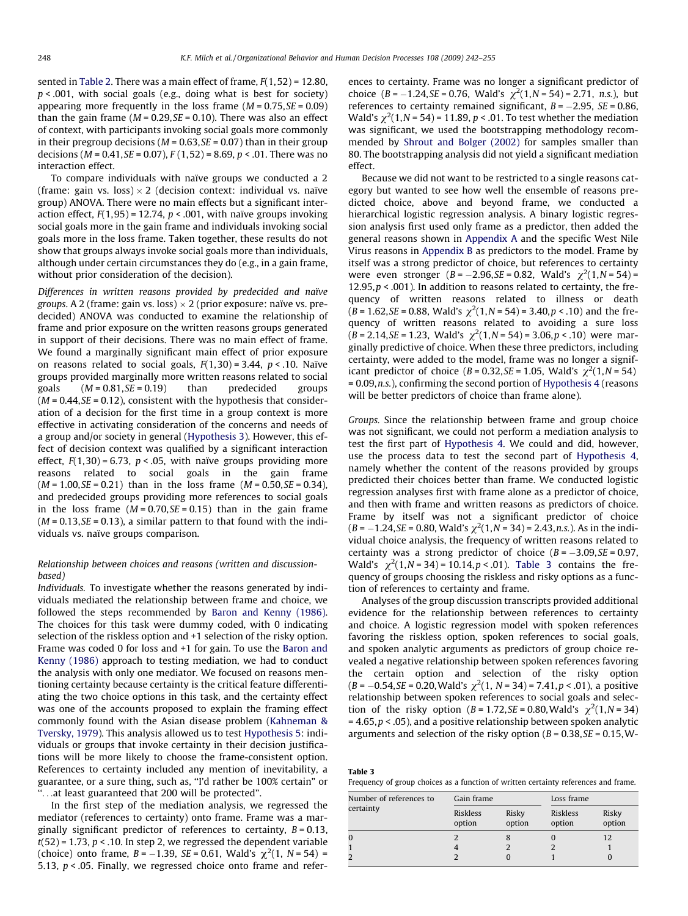sented in Table 2. There was a main effect of frame, $F(1,52) = 12.80$, $p < .001$, with social goals (e.g., doing what is best for society) appearing more frequently in the loss frame ($M = 0.75, SE = 0.09$) than the gain frame ($M = 0.29, SE = 0.10$). There was also an effect of context, with participants invoking social goals more commonly in their pregroup decisions ($M = 0.63, SE = 0.07$) than in their group decisions ($M = 0.41, SE = 0.07$), $F(1,52) = 8.69$, $p < .01$. There was no interaction effect.

To compare individuals with naïve groups we conducted a 2 (frame: gain vs. loss) × 2 (decision context: individual vs. naïve group) ANOVA. There were no main effects but a significant interaction effect, $F(1,95) = 12.74$, $p < .001$, with naïve groups invoking social goals more in the gain frame and individuals invoking social goals more in the loss frame. Taken together, these results do not show that groups always invoke social goals more than individuals, although under certain circumstances they do (e.g., in a gain frame, without prior consideration of the decision).

*Differences in written reasons provided by predecided and naïve groups.* A 2 (frame: gain vs. loss) × 2 (prior exposure: naïve vs. predecided) ANOVA was conducted to examine the relationship of frame and prior exposure on the written reasons groups generated in support of their decisions. There was no main effect of frame. We found a marginally significant main effect of prior exposure on reasons related to social goals, $F(1,30) = 3.44$, $p < .10$. Naïve groups provided marginally more written reasons related to social goals ($M = 0.81, SE = 0.19$) than predecided groups ($M = 0.44, SE = 0.12$), consistent with the hypothesis that consideration of a decision for the first time in a group context is more effective in activating consideration of the concerns and needs of a group and/or society in general (Hypothesis 3). However, this effect of decision context was qualified by a significant interaction effect, $F(1,30) = 6.73$, $p < .05$, with naïve groups providing more reasons related to social goals in the gain frame ($M = 1.00, SE = 0.21$) than in the loss frame ($M = 0.50, SE = 0.34$), and predecided groups providing more references to social goals in the loss frame ($M = 0.70, SE = 0.15$) than in the gain frame ($M = 0.13, SE = 0.13$), a similar pattern to that found with the individuals vs. naïve groups comparison.

### Relationship between choices and reasons (written and discussion-based)

*Individuals.* To investigate whether the reasons generated by individuals mediated the relationship between frame and choice, we followed the steps recommended by Baron and Kenny (1986). The choices for this task were dummy coded, with 0 indicating selection of the riskless option and +1 selection of the risky option. Frame was coded 0 for loss and +1 for gain. To use the Baron and Kenny (1986) approach to testing mediation, we had to conduct the analysis with only one mediator. We focused on reasons mentioning certainty because certainty is the critical feature differentiating the two choice options in this task, and the certainty effect was one of the accounts proposed to explain the framing effect commonly found with the Asian disease problem (Kahneman & Tversky, 1979). This analysis allowed us to test Hypothesis 5: individuals or groups that invoke certainty in their decision justifications will be more likely to choose the frame-consistent option. References to certainty included any mention of inevitability, a guarantee, or a sure thing, such as, "I'd rather be 100% certain" or "…at least guaranteed that 200 will be protected".

In the first step of the mediation analysis, we regressed the mediator (references to certainty) onto frame. Frame was a marginally significant predictor of references to certainty, $B = 0.13$, $t(52) = 1.73$, $p < .10$. In step 2, we regressed the dependent variable (choice) onto frame, $B = -1.39$, $SE = 0.61$, Wald's $\chi^2(1, N = 54) = 5.13$, $p < .05$. Finally, we regressed choice onto frame and references to certainty. Frame was no longer a significant predictor of choice ($B = -1.24, SE = 0.76$, Wald's $\chi^2(1,N = 54) = 2.71$, *n.s.*), but references to certainty remained significant, $B = -2.95$, $SE = 0.86$, Wald's $\chi^2(1,N = 54) = 11.89$, $p < .01$. To test whether the mediation was significant, we used the bootstrapping methodology recommended by Shrout and Bolger (2002) for samples smaller than 80. The bootstrapping analysis did not yield a significant mediation effect.

Because we did not want to be restricted to a single reasons category but wanted to see how well the ensemble of reasons predicted choice, above and beyond frame, we conducted a hierarchical logistic regression analysis. A binary logistic regression analysis first used only frame as a predictor, then added the general reasons shown in Appendix A and the specific West Nile Virus reasons in Appendix B as predictors to the model. Frame by itself was a strong predictor of choice, but references to certainty were even stronger ($B = -2.96, SE = 0.82$, Wald's $\chi^2(1,N = 54) = 12.95, p < .001$). In addition to reasons related to certainty, the frequency of written reasons related to illness or death ($B = 1.62, SE = 0.88$, Wald's $\chi^2(1,N = 54) = 3.40, p < .10$) and the frequency of written reasons related to avoiding a sure loss ($B = 2.14, SE = 1.23$, Wald's $\chi^2(1,N = 54) = 3.06, p < .10$) were marginally predictive of choice. When these three predictors, including certainty, were added to the model, frame was no longer a significant predictor of choice ($B = 0.32, SE = 1.05$, Wald's $\chi^2(1,N = 54) = 0.09$, *n.s.*), confirming the second portion of Hypothesis 4 (reasons will be better predictors of choice than frame alone).

*Groups.* Since the relationship between frame and group choice was not significant, we could not perform a mediation analysis to test the first part of Hypothesis 4. We could and did, however, use the process data to test the second part of Hypothesis 4, namely whether the content of the reasons provided by groups predicted their choices better than frame. We conducted logistic regression analyses first with frame alone as a predictor of choice, and then with frame and written reasons as predictors of choice. Frame by itself was not a significant predictor of choice ($B = -1.24, SE = 0.80$, Wald's $\chi^2(1,N = 34) = 2.43$, *n.s.*). As in the individual choice analysis, the frequency of written reasons related to certainty was a strong predictor of choice ($B = -3.09, SE = 0.97$, Wald's $\chi^2(1,N = 34) = 10.14, p < .01$). Table 3 contains the frequency of groups choosing the riskless and risky options as a function of references to certainty and frame.

Analyses of the group discussion transcripts provided additional evidence for the relationship between references to certainty and choice. A logistic regression model with spoken references favoring the riskless option, spoken references to social goals, and spoken analytic arguments as predictors of group choice revealed a negative relationship between spoken references favoring the certain option and selection of the risky option ($B = -0.54, SE = 0.20$, Wald's $\chi^2(1, N = 34) = 7.41, p < .01$), a positive relationship between spoken references to social goals and selection of the risky option ($B = 1.72, SE = 0.80$, Wald's $\chi^2(1,N = 34) = 4.65, p < .05$), and a positive relationship between spoken analytic arguments and selection of the risky option ($B = 0.38, SE = 0.15$, W-

**Table 3**
Frequency of group choices as a function of written certainty references and frame.

| Number of references to certainty | Gain frame | | Loss frame | |
|---|---|---|---|---|
| | Riskless option | Risky option | Riskless option | Risky option |
| 0 | 2 | 8 | 0 | 12 |
| 1 | 4 | 2 | 2 | 1 |
| 2 | 2 | 0 | 1 | 0 |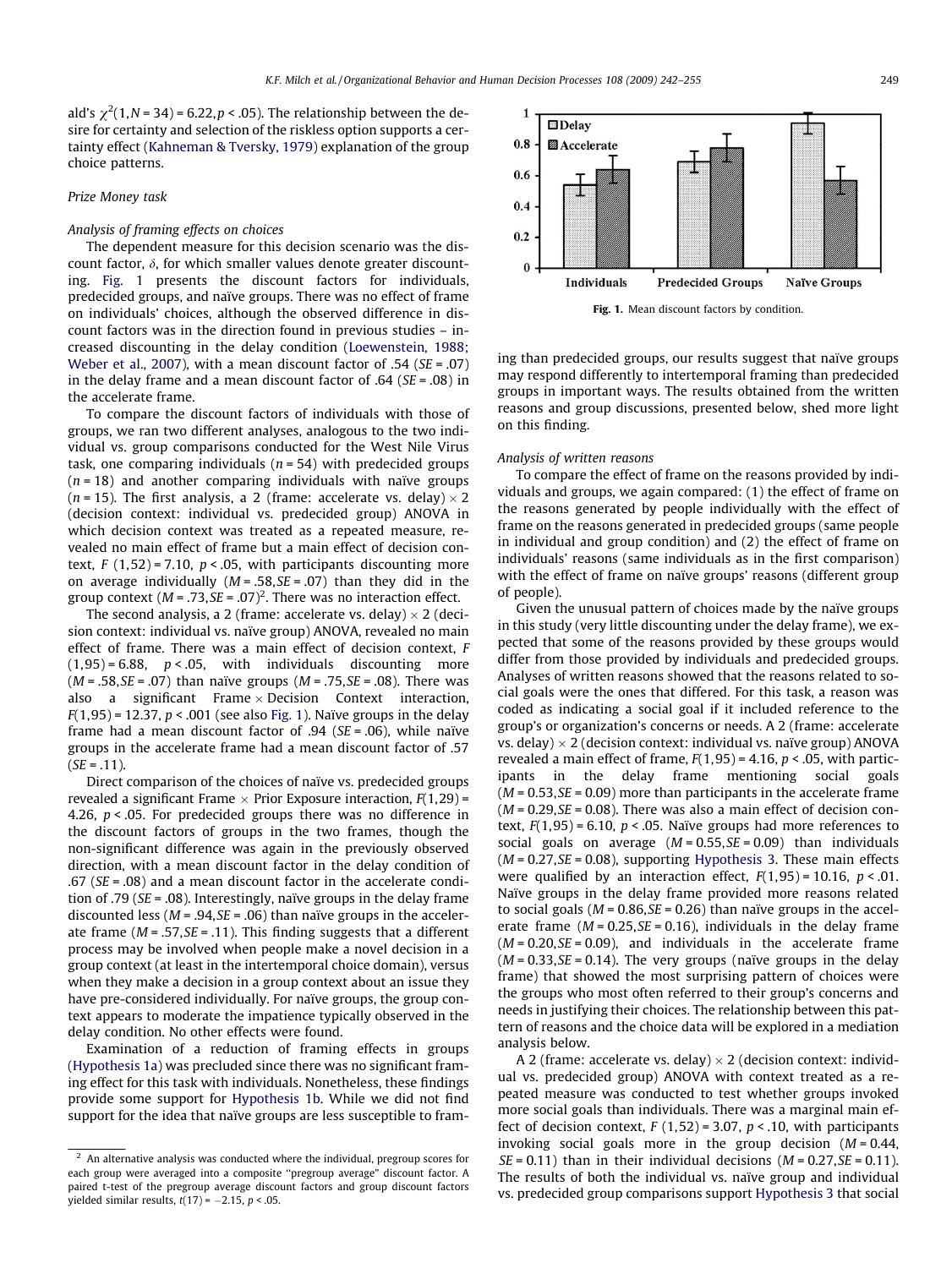ald's $\chi^2(1, N = 34) = 6.22, p < .05$). The relationship between the desire for certainty and selection of the riskless option supports a certainty effect (Kahneman & Tversky, 1979) explanation of the group choice patterns.

*Prize Money task*

*Analysis of framing effects on choices*

The dependent measure for this decision scenario was the discount factor, $\delta$, for which smaller values denote greater discounting. Fig. 1 presents the discount factors for individuals, predecided groups, and naïve groups. There was no effect of frame on individuals' choices, although the observed difference in discount factors was in the direction found in previous studies – increased discounting in the delay condition (Loewenstein, 1988; Weber et al., 2007), with a mean discount factor of .54 ($SE$ = .07) in the delay frame and a mean discount factor of .64 ($SE$ = .08) in the accelerate frame.

To compare the discount factors of individuals with those of groups, we ran two different analyses, analogous to the two individual vs. group comparisons conducted for the West Nile Virus task, one comparing individuals ($n$ = 54) with predecided groups ($n$ = 18) and another comparing individuals with naïve groups ($n$ = 15). The first analysis, a 2 (frame: accelerate vs. delay) × 2 (decision context: individual vs. predecided group) ANOVA in which decision context was treated as a repeated measure, revealed no main effect of frame but a main effect of decision context, $F(1,52) = 7.10$, $p < .05$, with participants discounting more on average individually ($M = .58, SE = .07$) than they did in the group context ($M = .73, SE = .07$)[2]. There was no interaction effect.

The second analysis, a 2 (frame: accelerate vs. delay) × 2 (decision context: individual vs. naïve group) ANOVA, revealed no main effect of frame. There was a main effect of decision context, $F(1,95) = 6.88$, $p < .05$, with individuals discounting more ($M = .58, SE = .07$) than naïve groups ($M = .75, SE = .08$). There was also a significant Frame × Decision Context interaction, $F(1,95) = 12.37$, $p < .001$ (see also Fig. 1). Naïve groups in the delay frame had a mean discount factor of .94 ($SE$ = .06), while naïve groups in the accelerate frame had a mean discount factor of .57 ($SE$ = .11).

Direct comparison of the choices of naïve vs. predecided groups revealed a significant Frame × Prior Exposure interaction, $F(1,29) = 4.26$, $p < .05$. For predecided groups there was no difference in the discount factors of groups in the two frames, though the non-significant difference was again in the previously observed direction, with a mean discount factor in the delay condition of .67 ($SE$ = .08) and a mean discount factor in the accelerate condition of .79 ($SE$ = .08). Interestingly, naïve groups in the delay frame discounted less ($M = .94, SE = .06$) than naïve groups in the accelerate frame ($M = .57, SE = .11$). This finding suggests that a different process may be involved when people make a novel decision in a group context (at least in the intertemporal choice domain), versus when they make a decision in a group context about an issue they have pre-considered individually. For naïve groups, the group context appears to moderate the impatience typically observed in the delay condition. No other effects were found.

Examination of a reduction of framing effects in groups (Hypothesis 1a) was precluded since there was no significant framing effect for this task with individuals. Nonetheless, these findings provide some support for Hypothesis 1b. While we did not find support for the idea that naïve groups are less susceptible to framing than predecided groups, our results suggest that naïve groups may respond differently to intertemporal framing than predecided groups in important ways. The results obtained from the written reasons and group discussions, presented below, shed more light on this finding.

Fig. 1. Mean discount factors by condition.

*Analysis of written reasons*

To compare the effect of frame on the reasons provided by individuals and groups, we again compared: (1) the effect of frame on the reasons generated by people individually with the effect of frame on the reasons generated in predecided groups (same people in individual and group condition) and (2) the effect of frame on individuals' reasons (same individuals as in the first comparison) with the effect of frame on naïve groups' reasons (different group of people).

Given the unusual pattern of choices made by the naïve groups in this study (very little discounting under the delay frame), we expected that some of the reasons provided by these groups would differ from those provided by individuals and predecided groups. Analyses of written reasons showed that the reasons related to social goals were the ones that differed. For this task, a reason was coded as indicating a social goal if it included reference to the group's or organization's concerns or needs. A 2 (frame: accelerate vs. delay) × 2 (decision context: individual vs. naïve group) ANOVA revealed a main effect of frame, $F(1,95) = 4.16$, $p < .05$, with participants in the delay frame mentioning social goals ($M = 0.53, SE = 0.09$) more than participants in the accelerate frame ($M = 0.29, SE = 0.08$). There was also a main effect of decision context, $F(1,95) = 6.10$, $p < .05$. Naïve groups had more references to social goals on average ($M = 0.55, SE = 0.09$) than individuals ($M = 0.27, SE = 0.08$), supporting Hypothesis 3. These main effects were qualified by an interaction effect, $F(1,95) = 10.16$, $p < .01$. Naïve groups in the delay frame provided more reasons related to social goals ($M = 0.86, SE = 0.26$) than naïve groups in the accelerate frame ($M = 0.25, SE = 0.16$), individuals in the delay frame ($M = 0.20, SE = 0.09$), and individuals in the accelerate frame ($M = 0.33, SE = 0.14$). The very groups (naïve groups in the delay frame) that showed the most surprising pattern of choices were the groups who most often referred to their group's concerns and needs in justifying their choices. The relationship between this pattern of reasons and the choice data will be explored in a mediation analysis below.

A 2 (frame: accelerate vs. delay) × 2 (decision context: individual vs. predecided group) ANOVA with context treated as a repeated measure was conducted to test whether groups invoked more social goals than individuals. There was a marginal main effect of decision context, $F(1,52) = 3.07$, $p < .10$, with participants invoking social goals more in the group decision ($M = 0.44, SE = 0.11$) than in their individual decisions ($M = 0.27, SE = 0.11$). The results of both the individual vs. naïve group and individual vs. predecided group comparisons support Hypothesis 3 that social

[2] An alternative analysis was conducted where the individual, pregroup scores for each group were averaged into a composite "pregroup average" discount factor. A paired t-test of the pregroup average discount factors and group discount factors yielded similar results, $t(17) = -2.15$, $p < .05$.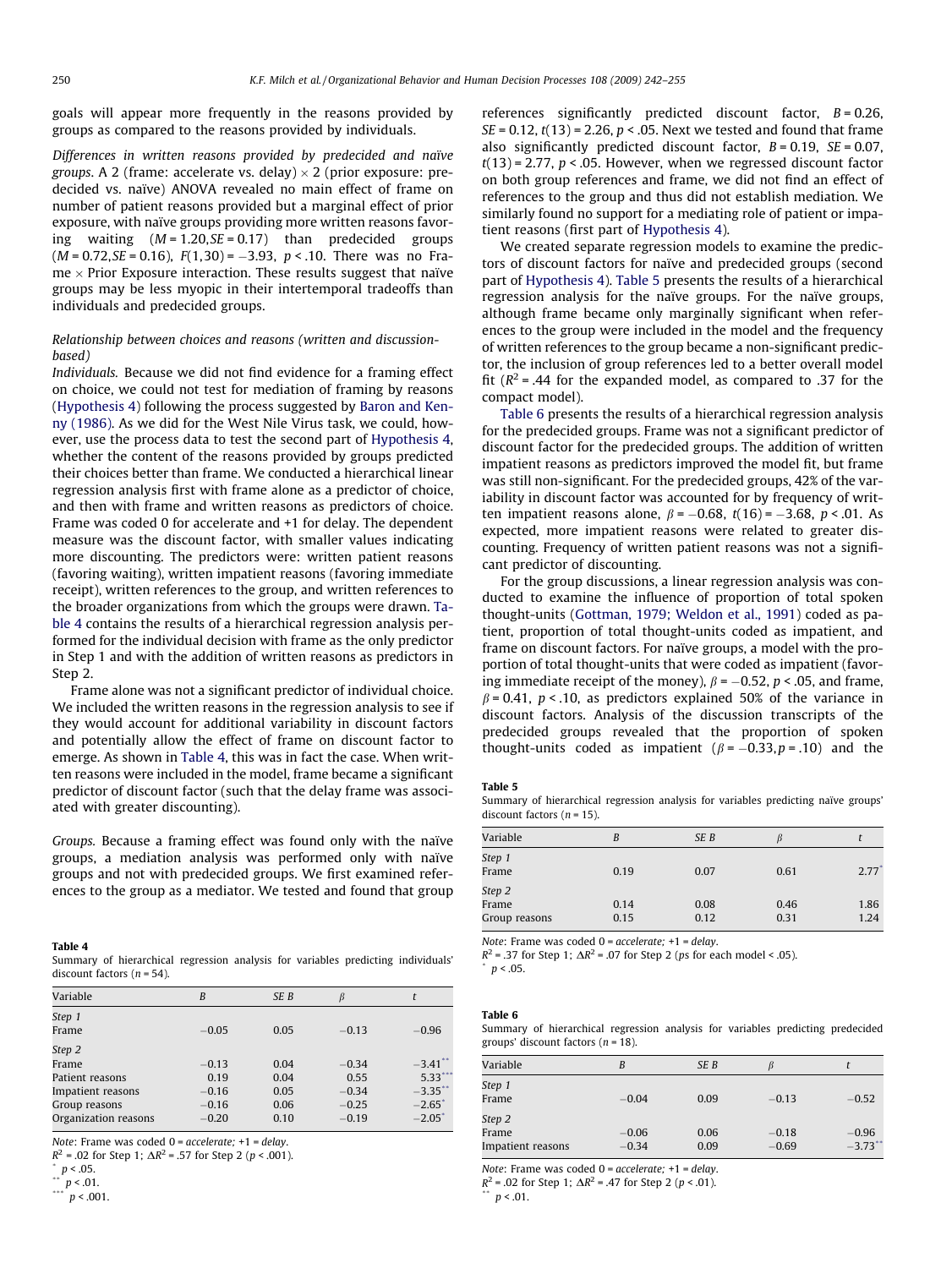goals will appear more frequently in the reasons provided by groups as compared to the reasons provided by individuals.

*Differences in written reasons provided by predecided and naïve groups.* A 2 (frame: accelerate vs. delay) × 2 (prior exposure: predecided vs. naïve) ANOVA revealed no main effect of frame on number of patient reasons provided but a marginal effect of prior exposure, with naïve groups providing more written reasons favoring waiting ($M = 1.20, SE = 0.17$) than predecided groups ($M = 0.72, SE = 0.16$), $F(1,30) = -3.93$, $p < .10$. There was no Frame × Prior Exposure interaction. These results suggest that naïve groups may be less myopic in their intertemporal tradeoffs than individuals and predecided groups.

### Relationship between choices and reasons (written and discussion-based)

*Individuals.* Because we did not find evidence for a framing effect on choice, we could not test for mediation of framing by reasons (Hypothesis 4) following the process suggested by Baron and Kenny (1986). As we did for the West Nile Virus task, we could, however, use the process data to test the second part of Hypothesis 4, whether the content of the reasons provided by groups predicted their choices better than frame. We conducted a hierarchical linear regression analysis first with frame alone as a predictor of choice, and then with frame and written reasons as predictors of choice. Frame was coded 0 for accelerate and +1 for delay. The dependent measure was the discount factor, with smaller values indicating more discounting. The predictors were: written patient reasons (favoring waiting), written impatient reasons (favoring immediate receipt), written references to the group, and written references to the broader organizations from which the groups were drawn. Table 4 contains the results of a hierarchical regression analysis performed for the individual decision with frame as the only predictor in Step 1 and with the addition of written reasons as predictors in Step 2.

Frame alone was not a significant predictor of individual choice. We included the written reasons in the regression analysis to see if they would account for additional variability in discount factors and potentially allow the effect of frame on discount factor to emerge. As shown in Table 4, this was in fact the case. When written reasons were included in the model, frame became a significant predictor of discount factor (such that the delay frame was associated with greater discounting).

*Groups.* Because a framing effect was found only with the naïve groups, a mediation analysis was performed only with naïve groups and not with predecided groups. We first examined references to the group as a mediator. We tested and found that group references significantly predicted discount factor, $B = 0.26$, $SE = 0.12$, $t(13) = 2.26$, $p < .05$. Next we tested and found that frame also significantly predicted discount factor, $B = 0.19$, $SE = 0.07$, $t(13) = 2.77$, $p < .05$. However, when we regressed discount factor on both group references and frame, we did not find an effect of references to the group and thus did not establish mediation. We similarly found no support for a mediating role of patient or impatient reasons (first part of Hypothesis 4).

We created separate regression models to examine the predictors of discount factors for naïve and predecided groups (second part of Hypothesis 4). Table 5 presents the results of a hierarchical regression analysis for the naïve groups. For the naïve groups, although frame became only marginally significant when references to the group were included in the model and the frequency of written references to the group became a non-significant predictor, the inclusion of group references led to a better overall model fit ($R^2 = .44$ for the expanded model, as compared to .37 for the compact model).

Table 6 presents the results of a hierarchical regression analysis for the predecided groups. Frame was not a significant predictor of discount factor for the predecided groups. The addition of written impatient reasons as predictors improved the model fit, but frame was still non-significant. For the predecided groups, 42% of the variability in discount factor was accounted for by frequency of written impatient reasons alone, $\beta = -0.68$, $t(16) = -3.68$, $p < .01$. As expected, more impatient reasons were related to greater discounting. Frequency of written patient reasons was not a significant predictor of discounting.

For the group discussions, a linear regression analysis was conducted to examine the influence of proportion of total spoken thought-units (Gottman, 1979; Weldon et al., 1991) coded as patient, proportion of total thought-units coded as impatient, and frame on discount factors. For naïve groups, a model with the proportion of total thought-units that were coded as impatient (favoring immediate receipt of the money), $\beta = -0.52$, $p < .05$, and frame, $\beta = 0.41$, $p < .10$, as predictors explained 50% of the variance in discount factors. Analysis of the discussion transcripts of the predecided groups revealed that the proportion of spoken thought-units coded as impatient ($\beta = -0.33, p = .10$) and the

**Table 4**
Summary of hierarchical regression analysis for variables predicting individuals' discount factors ($n = 54$).

| Variable | $B$ | $SE\ B$ | $\beta$ | $t$ |
|---|---|---|---|---|
| *Step 1* | | | | |
| Frame | −0.05 | 0.05 | −0.13 | −0.96 |
| *Step 2* | | | | |
| Frame | −0.13 | 0.04 | −0.34 | −3.41** |
| Patient reasons | 0.19 | 0.04 | 0.55 | 5.33*** |
| Impatient reasons | −0.16 | 0.05 | −0.34 | −3.35** |
| Group reasons | −0.16 | 0.06 | −0.25 | −2.65* |
| Organization reasons | −0.20 | 0.10 | −0.19 | −2.05* |

*Note*: Frame was coded 0 = *accelerate*; +1 = *delay*.
$R^2 = .02$ for Step 1; $\Delta R^2 = .57$ for Step 2 ($p < .001$).
\* $p < .05$.
\*\* $p < .01$.
\*\*\* $p < .001$.

**Table 5**
Summary of hierarchical regression analysis for variables predicting naïve groups' discount factors ($n = 15$).

| Variable | $B$ | $SE\ B$ | $\beta$ | $t$ |
|---|---|---|---|---|
| *Step 1* | | | | |
| Frame | 0.19 | 0.07 | 0.61 | 2.77* |
| *Step 2* | | | | |
| Frame | 0.14 | 0.08 | 0.46 | 1.86 |
| Group reasons | 0.15 | 0.12 | 0.31 | 1.24 |

*Note*: Frame was coded 0 = *accelerate*; +1 = *delay*.
$R^2 = .37$ for Step 1; $\Delta R^2 = .07$ for Step 2 ($p$s for each model < .05).
\* $p < .05$.

**Table 6**
Summary of hierarchical regression analysis for variables predicting predecided groups' discount factors ($n = 18$).

| Variable | $B$ | $SE\ B$ | $\beta$ | $t$ |
|---|---|---|---|---|
| *Step 1* | | | | |
| Frame | −0.04 | 0.09 | −0.13 | −0.52 |
| *Step 2* | | | | |
| Frame | −0.06 | 0.06 | −0.18 | −0.96 |
| Impatient reasons | −0.34 | 0.09 | −0.69 | −3.73** |

*Note*: Frame was coded 0 = *accelerate*; +1 = *delay*.
$R^2 = .02$ for Step 1; $\Delta R^2 = .47$ for Step 2 ($p < .01$).
\*\* $p < .01$.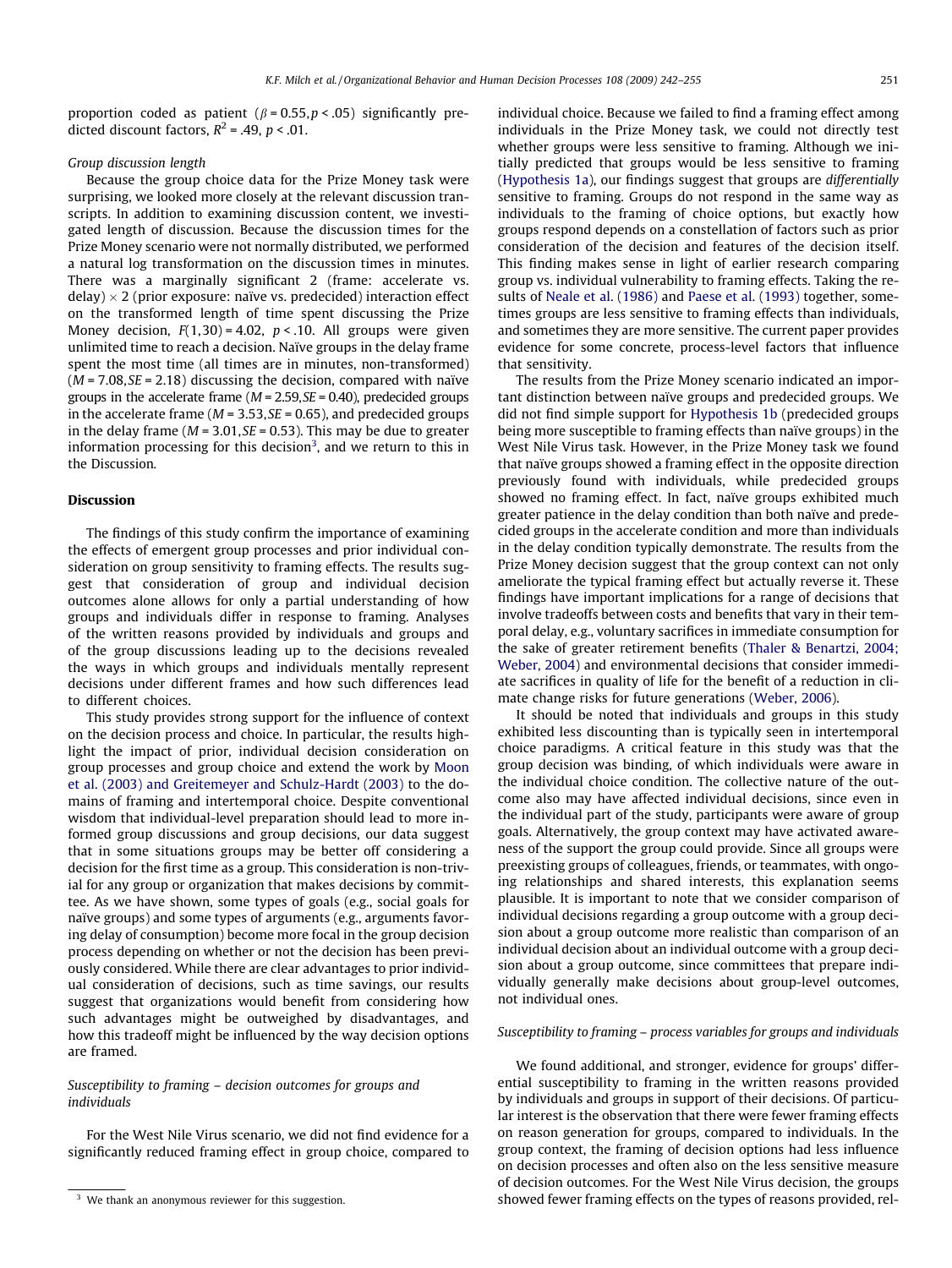proportion coded as patient ($\beta = 0.55, p < .05$) significantly predicted discount factors, $R^2 = .49$, $p < .01$.

*Group discussion length*

Because the group choice data for the Prize Money task were surprising, we looked more closely at the relevant discussion transcripts. In addition to examining discussion content, we investigated length of discussion. Because the discussion times for the Prize Money scenario were not normally distributed, we performed a natural log transformation on the discussion times in minutes. There was a marginally significant 2 (frame: accelerate vs. delay) $\times$ 2 (prior exposure: naïve vs. predecided) interaction effect on the transformed length of time spent discussing the Prize Money decision, $F(1,30) = 4.02$, $p < .10$. All groups were given unlimited time to reach a decision. Naïve groups in the delay frame spent the most time (all times are in minutes, non-transformed) ($M = 7.08, SE = 2.18$) discussing the decision, compared with naïve groups in the accelerate frame ($M = 2.59, SE = 0.40$), predecided groups in the accelerate frame ($M = 3.53, SE = 0.65$), and predecided groups in the delay frame ($M = 3.01, SE = 0.53$). This may be due to greater information processing for this decision[3], and we return to this in the Discussion.

## Discussion

The findings of this study confirm the importance of examining the effects of emergent group processes and prior individual consideration on group sensitivity to framing effects. The results suggest that consideration of group and individual decision outcomes alone allows for only a partial understanding of how groups and individuals differ in response to framing. Analyses of the written reasons provided by individuals and groups and of the group discussions leading up to the decisions revealed the ways in which groups and individuals mentally represent decisions under different frames and how such differences lead to different choices.

This study provides strong support for the influence of context on the decision process and choice. In particular, the results highlight the impact of prior, individual decision consideration on group processes and group choice and extend the work by Moon et al. (2003) and Greitemeyer and Schulz-Hardt (2003) to the domains of framing and intertemporal choice. Despite conventional wisdom that individual-level preparation should lead to more informed group discussions and group decisions, our data suggest that in some situations groups may be better off considering a decision for the first time as a group. This consideration is non-trivial for any group or organization that makes decisions by committee. As we have shown, some types of goals (e.g., social goals for naïve groups) and some types of arguments (e.g., arguments favoring delay of consumption) become more focal in the group decision process depending on whether or not the decision has been previously considered. While there are clear advantages to prior individual consideration of decisions, such as time savings, our results suggest that organizations would benefit from considering how such advantages might be outweighed by disadvantages, and how this tradeoff might be influenced by the way decision options are framed.

### *Susceptibility to framing – decision outcomes for groups and individuals*

For the West Nile Virus scenario, we did not find evidence for a significantly reduced framing effect in group choice, compared to individual choice. Because we failed to find a framing effect among individuals in the Prize Money task, we could not directly test whether groups were less sensitive to framing. Although we initially predicted that groups would be less sensitive to framing (Hypothesis 1a), our findings suggest that groups are *differentially* sensitive to framing. Groups do not respond in the same way as individuals to the framing of choice options, but exactly how groups respond depends on a constellation of factors such as prior consideration of the decision and features of the decision itself. This finding makes sense in light of earlier research comparing group vs. individual vulnerability to framing effects. Taking the results of Neale et al. (1986) and Paese et al. (1993) together, sometimes groups are less sensitive to framing effects than individuals, and sometimes they are more sensitive. The current paper provides evidence for some concrete, process-level factors that influence that sensitivity.

The results from the Prize Money scenario indicated an important distinction between naïve groups and predecided groups. We did not find simple support for Hypothesis 1b (predecided groups being more susceptible to framing effects than naïve groups) in the West Nile Virus task. However, in the Prize Money task we found that naïve groups showed a framing effect in the opposite direction previously found with individuals, while predecided groups showed no framing effect. In fact, naïve groups exhibited much greater patience in the delay condition than both naïve and predecided groups in the accelerate condition and more than individuals in the delay condition typically demonstrate. The results from the Prize Money decision suggest that the group context can not only ameliorate the typical framing effect but actually reverse it. These findings have important implications for a range of decisions that involve tradeoffs between costs and benefits that vary in their temporal delay, e.g., voluntary sacrifices in immediate consumption for the sake of greater retirement benefits (Thaler & Benartzi, 2004; Weber, 2004) and environmental decisions that consider immediate sacrifices in quality of life for the benefit of a reduction in climate change risks for future generations (Weber, 2006).

It should be noted that individuals and groups in this study exhibited less discounting than is typically seen in intertemporal choice paradigms. A critical feature in this study was that the group decision was binding, of which individuals were aware in the individual choice condition. The collective nature of the outcome also may have affected individual decisions, since even in the individual part of the study, participants were aware of group goals. Alternatively, the group context may have activated awareness of the support the group could provide. Since all groups were preexisting groups of colleagues, friends, or teammates, with ongoing relationships and shared interests, this explanation seems plausible. It is important to note that we consider comparison of individual decisions regarding a group outcome with a group decision about a group outcome more realistic than comparison of an individual decision about an individual outcome with a group decision about a group outcome, since committees that prepare individually generally make decisions about group-level outcomes, not individual ones.

### *Susceptibility to framing – process variables for groups and individuals*

We found additional, and stronger, evidence for groups' differential susceptibility to framing in the written reasons provided by individuals and groups in support of their decisions. Of particular interest is the observation that there were fewer framing effects on reason generation for groups, compared to individuals. In the group context, the framing of decision options had less influence on decision processes and often also on the less sensitive measure of decision outcomes. For the West Nile Virus decision, the groups showed fewer framing effects on the types of reasons provided, rel-

[3] We thank an anonymous reviewer for this suggestion.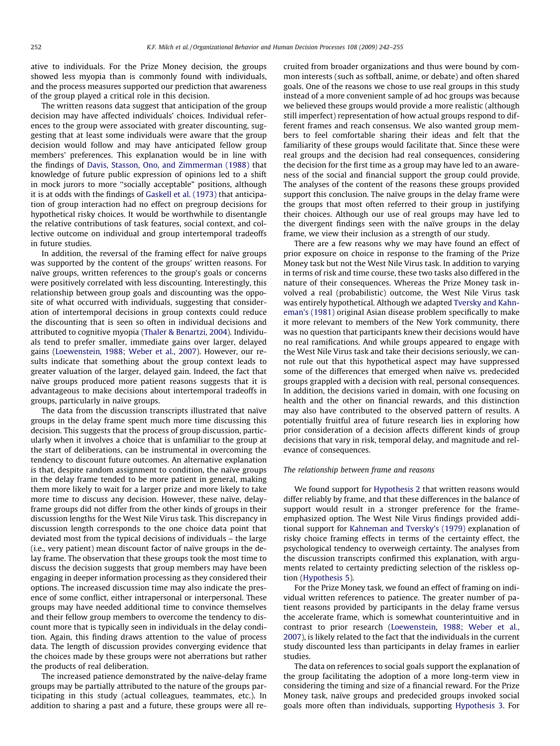ative to individuals. For the Prize Money decision, the groups showed less myopia than is commonly found with individuals, and the process measures supported our prediction that awareness of the group played a critical role in this decision.

The written reasons data suggest that anticipation of the group decision may have affected individuals' choices. Individual references to the group were associated with greater discounting, suggesting that at least some individuals were aware that the group decision would follow and may have anticipated fellow group members' preferences. This explanation would be in line with the findings of Davis, Stasson, Ono, and Zimmerman (1988) that knowledge of future public expression of opinions led to a shift in mock jurors to more "socially acceptable" positions, although it is at odds with the findings of Gaskell et al. (1973) that anticipation of group interaction had no effect on pregroup decisions for hypothetical risky choices. It would be worthwhile to disentangle the relative contributions of task features, social context, and collective outcome on individual and group intertemporal tradeoffs in future studies.

In addition, the reversal of the framing effect for naïve groups was supported by the content of the groups' written reasons. For naïve groups, written references to the group's goals or concerns were positively correlated with less discounting. Interestingly, this relationship between group goals and discounting was the opposite of what occurred with individuals, suggesting that consideration of intertemporal decisions in group contexts could reduce the discounting that is seen so often in individual decisions and attributed to cognitive myopia (Thaler & Benartzi, 2004). Individuals tend to prefer smaller, immediate gains over larger, delayed gains (Loewenstein, 1988; Weber et al., 2007). However, our results indicate that something about the group context leads to greater valuation of the larger, delayed gain. Indeed, the fact that naïve groups produced more patient reasons suggests that it is advantageous to make decisions about intertemporal tradeoffs in groups, particularly in naïve groups.

The data from the discussion transcripts illustrated that naïve groups in the delay frame spent much more time discussing this decision. This suggests that the process of group discussion, particularly when it involves a choice that is unfamiliar to the group at the start of deliberations, can be instrumental in overcoming the tendency to discount future outcomes. An alternative explanation is that, despite random assignment to condition, the naïve groups in the delay frame tended to be more patient in general, making them more likely to wait for a larger prize and more likely to take more time to discuss any decision. However, these naïve, delay-frame groups did not differ from the other kinds of groups in their discussion lengths for the West Nile Virus task. This discrepancy in discussion length corresponds to the one choice data point that deviated most from the typical decisions of individuals – the large (i.e., very patient) mean discount factor of naïve groups in the delay frame. The observation that these groups took the most time to discuss the decision suggests that group members may have been engaging in deeper information processing as they considered their options. The increased discussion time may also indicate the presence of some conflict, either intrapersonal or interpersonal. These groups may have needed additional time to convince themselves and their fellow group members to overcome the tendency to discount more that is typically seen in individuals in the delay condition. Again, this finding draws attention to the value of process data. The length of discussion provides converging evidence that the choices made by these groups were not aberrations but rather the products of real deliberation.

The increased patience demonstrated by the naïve-delay frame groups may be partially attributed to the nature of the groups participating in this study (actual colleagues, teammates, etc.). In addition to sharing a past and a future, these groups were all recruited from broader organizations and thus were bound by common interests (such as softball, anime, or debate) and often shared goals. One of the reasons we chose to use real groups in this study instead of a more convenient sample of ad hoc groups was because we believed these groups would provide a more realistic (although still imperfect) representation of how actual groups respond to different frames and reach consensus. We also wanted group members to feel comfortable sharing their ideas and felt that the familiarity of these groups would facilitate that. Since these were real groups and the decision had real consequences, considering the decision for the first time as a group may have led to an awareness of the social and financial support the group could provide. The analyses of the content of the reasons these groups provided support this conclusion. The naïve groups in the delay frame were the groups that most often referred to their group in justifying their choices. Although our use of real groups may have led to the divergent findings seen with the naïve groups in the delay frame, we view their inclusion as a strength of our study.

There are a few reasons why we may have found an effect of prior exposure on choice in response to the framing of the Prize Money task but not the West Nile Virus task. In addition to varying in terms of risk and time course, these two tasks also differed in the nature of their consequences. Whereas the Prize Money task involved a real (probabilistic) outcome, the West Nile Virus task was entirely hypothetical. Although we adapted Tversky and Kahneman's (1981) original Asian disease problem specifically to make it more relevant to members of the New York community, there was no question that participants knew their decisions would have no real ramifications. And while groups appeared to engage with the West Nile Virus task and take their decisions seriously, we cannot rule out that this hypothetical aspect may have suppressed some of the differences that emerged when naïve vs. predecided groups grappled with a decision with real, personal consequences. In addition, the decisions varied in domain, with one focusing on health and the other on financial rewards, and this distinction may also have contributed to the observed pattern of results. A potentially fruitful area of future research lies in exploring how prior consideration of a decision affects different kinds of group decisions that vary in risk, temporal delay, and magnitude and relevance of consequences.

*The relationship between frame and reasons*

We found support for Hypothesis 2 that written reasons would differ reliably by frame, and that these differences in the balance of support would result in a stronger preference for the frame-emphasized option. The West Nile Virus findings provided additional support for Kahneman and Tversky's (1979) explanation of risky choice framing effects in terms of the certainty effect, the psychological tendency to overweigh certainty. The analyses from the discussion transcripts confirmed this explanation, with arguments related to certainty predicting selection of the riskless option (Hypothesis 5).

For the Prize Money task, we found an effect of framing on individual written references to patience. The greater number of patient reasons provided by participants in the delay frame versus the accelerate frame, which is somewhat counterintuitive and in contrast to prior research (Loewenstein, 1988; Weber et al., 2007), is likely related to the fact that the individuals in the current study discounted less than participants in delay frames in earlier studies.

The data on references to social goals support the explanation of the group facilitating the adoption of a more long-term view in considering the timing and size of a financial reward. For the Prize Money task, naïve groups and predecided groups invoked social goals more often than individuals, supporting Hypothesis 3. For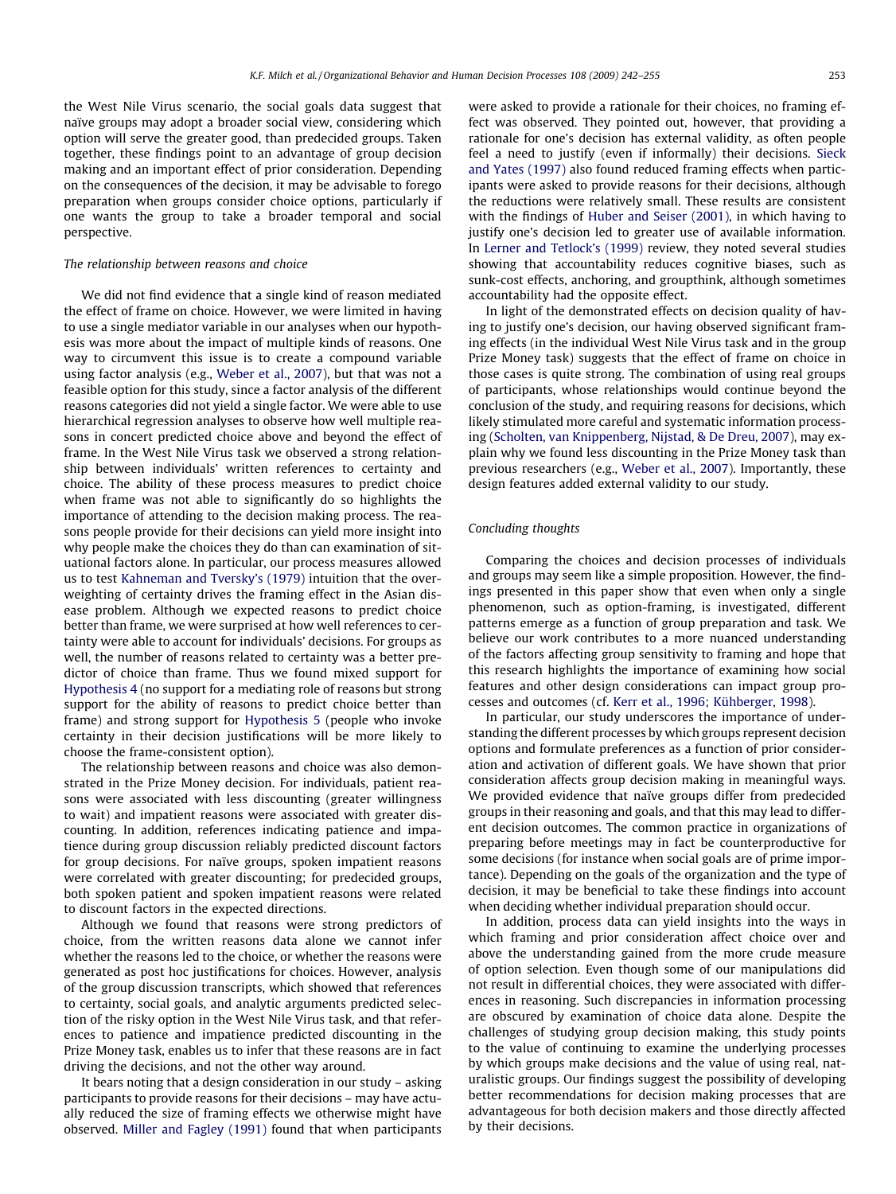the West Nile Virus scenario, the social goals data suggest that naïve groups may adopt a broader social view, considering which option will serve the greater good, than predecided groups. Taken together, these findings point to an advantage of group decision making and an important effect of prior consideration. Depending on the consequences of the decision, it may be advisable to forego preparation when groups consider choice options, particularly if one wants the group to take a broader temporal and social perspective.

*The relationship between reasons and choice*

We did not find evidence that a single kind of reason mediated the effect of frame on choice. However, we were limited in having to use a single mediator variable in our analyses when our hypothesis was more about the impact of multiple kinds of reasons. One way to circumvent this issue is to create a compound variable using factor analysis (e.g., Weber et al., 2007), but that was not a feasible option for this study, since a factor analysis of the different reasons categories did not yield a single factor. We were able to use hierarchical regression analyses to observe how well multiple reasons in concert predicted choice above and beyond the effect of frame. In the West Nile Virus task we observed a strong relationship between individuals' written references to certainty and choice. The ability of these process measures to predict choice when frame was not able to significantly do so highlights the importance of attending to the decision making process. The reasons people provide for their decisions can yield more insight into why people make the choices they do than can examination of situational factors alone. In particular, our process measures allowed us to test Kahneman and Tversky's (1979) intuition that the overweighting of certainty drives the framing effect in the Asian disease problem. Although we expected reasons to predict choice better than frame, we were surprised at how well references to certainty were able to account for individuals' decisions. For groups as well, the number of reasons related to certainty was a better predictor of choice than frame. Thus we found mixed support for Hypothesis 4 (no support for a mediating role of reasons but strong support for the ability of reasons to predict choice better than frame) and strong support for Hypothesis 5 (people who invoke certainty in their decision justifications will be more likely to choose the frame-consistent option).

The relationship between reasons and choice was also demonstrated in the Prize Money decision. For individuals, patient reasons were associated with less discounting (greater willingness to wait) and impatient reasons were associated with greater discounting. In addition, references indicating patience and impatience during group discussion reliably predicted discount factors for group decisions. For naïve groups, spoken impatient reasons were correlated with greater discounting; for predecided groups, both spoken patient and spoken impatient reasons were related to discount factors in the expected directions.

Although we found that reasons were strong predictors of choice, from the written reasons data alone we cannot infer whether the reasons led to the choice, or whether the reasons were generated as post hoc justifications for choices. However, analysis of the group discussion transcripts, which showed that references to certainty, social goals, and analytic arguments predicted selection of the risky option in the West Nile Virus task, and that references to patience and impatience predicted discounting in the Prize Money task, enables us to infer that these reasons are in fact driving the decisions, and not the other way around.

It bears noting that a design consideration in our study – asking participants to provide reasons for their decisions – may have actually reduced the size of framing effects we otherwise might have observed. Miller and Fagley (1991) found that when participants were asked to provide a rationale for their choices, no framing effect was observed. They pointed out, however, that providing a rationale for one's decision has external validity, as often people feel a need to justify (even if informally) their decisions. Sieck and Yates (1997) also found reduced framing effects when participants were asked to provide reasons for their decisions, although the reductions were relatively small. These results are consistent with the findings of Huber and Seiser (2001), in which having to justify one's decision led to greater use of available information. In Lerner and Tetlock's (1999) review, they noted several studies showing that accountability reduces cognitive biases, such as sunk-cost effects, anchoring, and groupthink, although sometimes accountability had the opposite effect.

In light of the demonstrated effects on decision quality of having to justify one's decision, our having observed significant framing effects (in the individual West Nile Virus task and in the group Prize Money task) suggests that the effect of frame on choice in those cases is quite strong. The combination of using real groups of participants, whose relationships would continue beyond the conclusion of the study, and requiring reasons for decisions, which likely stimulated more careful and systematic information processing (Scholten, van Knippenberg, Nijstad, & De Dreu, 2007), may explain why we found less discounting in the Prize Money task than previous researchers (e.g., Weber et al., 2007). Importantly, these design features added external validity to our study.

*Concluding thoughts*

Comparing the choices and decision processes of individuals and groups may seem like a simple proposition. However, the findings presented in this paper show that even when only a single phenomenon, such as option-framing, is investigated, different patterns emerge as a function of group preparation and task. We believe our work contributes to a more nuanced understanding of the factors affecting group sensitivity to framing and hope that this research highlights the importance of examining how social features and other design considerations can impact group processes and outcomes (cf. Kerr et al., 1996; Kühberger, 1998).

In particular, our study underscores the importance of understanding the different processes by which groups represent decision options and formulate preferences as a function of prior consideration and activation of different goals. We have shown that prior consideration affects group decision making in meaningful ways. We provided evidence that naïve groups differ from predecided groups in their reasoning and goals, and that this may lead to different decision outcomes. The common practice in organizations of preparing before meetings may in fact be counterproductive for some decisions (for instance when social goals are of prime importance). Depending on the goals of the organization and the type of decision, it may be beneficial to take these findings into account when deciding whether individual preparation should occur.

In addition, process data can yield insights into the ways in which framing and prior consideration affect choice over and above the understanding gained from the more crude measure of option selection. Even though some of our manipulations did not result in differential choices, they were associated with differences in reasoning. Such discrepancies in information processing are obscured by examination of choice data alone. Despite the challenges of studying group decision making, this study points to the value of continuing to examine the underlying processes by which groups make decisions and the value of using real, naturalistic groups. Our findings suggest the possibility of developing better recommendations for decision making processes that are advantageous for both decision makers and those directly affected by their decisions.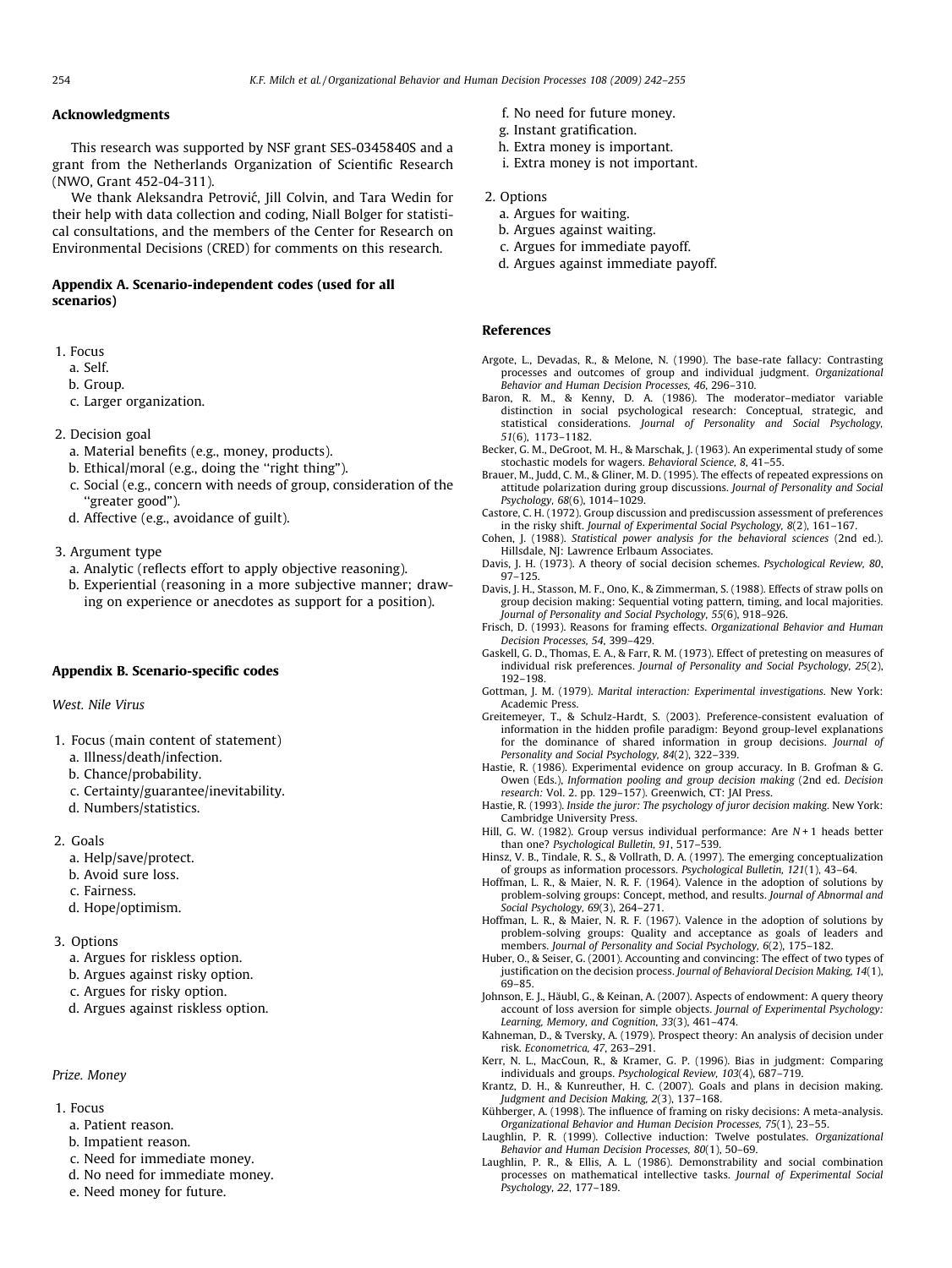## Acknowledgments

This research was supported by NSF grant SES-0345840S and a grant from the Netherlands Organization of Scientific Research (NWO, Grant 452-04-311).

We thank Aleksandra Petrović, Jill Colvin, and Tara Wedin for their help with data collection and coding, Niall Bolger for statistical consultations, and the members of the Center for Research on Environmental Decisions (CRED) for comments on this research.

## Appendix A. Scenario-independent codes (used for all scenarios)

1. Focus
   a. Self.
   b. Group.
   c. Larger organization.

2. Decision goal
   a. Material benefits (e.g., money, products).
   b. Ethical/moral (e.g., doing the "right thing").
   c. Social (e.g., concern with needs of group, consideration of the "greater good").
   d. Affective (e.g., avoidance of guilt).

3. Argument type
   a. Analytic (reflects effort to apply objective reasoning).
   b. Experiential (reasoning in a more subjective manner; drawing on experience or anecdotes as support for a position).

## Appendix B. Scenario-specific codes

*West. Nile Virus*

1. Focus (main content of statement)
   a. Illness/death/infection.
   b. Chance/probability.
   c. Certainty/guarantee/inevitability.
   d. Numbers/statistics.

2. Goals
   a. Help/save/protect.
   b. Avoid sure loss.
   c. Fairness.
   d. Hope/optimism.

3. Options
   a. Argues for riskless option.
   b. Argues against risky option.
   c. Argues for risky option.
   d. Argues against riskless option.

*Prize. Money*

1. Focus
   a. Patient reason.
   b. Impatient reason.
   c. Need for immediate money.
   d. No need for immediate money.
   e. Need money for future.
   f. No need for future money.
   g. Instant gratification.
   h. Extra money is important.
   i. Extra money is not important.

2. Options
   a. Argues for waiting.
   b. Argues against waiting.
   c. Argues for immediate payoff.
   d. Argues against immediate payoff.

## References

Argote, L., Devadas, R., & Melone, N. (1990). The base-rate fallacy: Contrasting processes and outcomes of group and individual judgment. *Organizational Behavior and Human Decision Processes, 46*, 296–310.

Baron, R. M., & Kenny, D. A. (1986). The moderator–mediator variable distinction in social psychological research: Conceptual, strategic, and statistical considerations. *Journal of Personality and Social Psychology, 51*(6), 1173–1182.

Becker, G. M., DeGroot, M. H., & Marschak, J. (1963). An experimental study of some stochastic models for wagers. *Behavioral Science, 8*, 41–55.

Brauer, M., Judd, C. M., & Gliner, M. D. (1995). The effects of repeated expressions on attitude polarization during group discussions. *Journal of Personality and Social Psychology, 68*(6), 1014–1029.

Castore, C. H. (1972). Group discussion and prediscussion assessment of preferences in the risky shift. *Journal of Experimental Social Psychology, 8*(2), 161–167.

Cohen, J. (1988). *Statistical power analysis for the behavioral sciences* (2nd ed.). Hillsdale, NJ: Lawrence Erlbaum Associates.

Davis, J. H. (1973). A theory of social decision schemes. *Psychological Review, 80*, 97–125.

Davis, J. H., Stasson, M. F., Ono, K., & Zimmerman, S. (1988). Effects of straw polls on group decision making: Sequential voting pattern, timing, and local majorities. *Journal of Personality and Social Psychology, 55*(6), 918–926.

Frisch, D. (1993). Reasons for framing effects. *Organizational Behavior and Human Decision Processes, 54*, 399–429.

Gaskell, G. D., Thomas, E. A., & Farr, R. M. (1973). Effect of pretesting on measures of individual risk preferences. *Journal of Personality and Social Psychology, 25*(2), 192–198.

Gottman, J. M. (1979). *Marital interaction: Experimental investigations*. New York: Academic Press.

Greitemeyer, T., & Schulz-Hardt, S. (2003). Preference-consistent evaluation of information in the hidden profile paradigm: Beyond group-level explanations for the dominance of shared information in group decisions. *Journal of Personality and Social Psychology, 84*(2), 322–339.

Hastie, R. (1986). Experimental evidence on group accuracy. In B. Grofman & G. Owen (Eds.), *Information pooling and group decision making* (2nd ed. *Decision research:* Vol. 2. pp. 129–157). Greenwich, CT: JAI Press.

Hastie, R. (1993). *Inside the juror: The psychology of juror decision making*. New York: Cambridge University Press.

Hill, G. W. (1982). Group versus individual performance: Are N + 1 heads better than one? *Psychological Bulletin, 91*, 517–539.

Hinsz, V. B., Tindale, R. S., & Vollrath, D. A. (1997). The emerging conceptualization of groups as information processors. *Psychological Bulletin, 121*(1), 43–64.

Hoffman, L. R., & Maier, N. R. F. (1964). Valence in the adoption of solutions by problem-solving groups: Concept, method, and results. *Journal of Abnormal and Social Psychology, 69*(3), 264–271.

Hoffman, L. R., & Maier, N. R. F. (1967). Valence in the adoption of solutions by problem-solving groups: Quality and acceptance as goals of leaders and members. *Journal of Personality and Social Psychology, 6*(2), 175–182.

Huber, O., & Seiser, G. (2001). Accounting and convincing: The effect of two types of justification on the decision process. *Journal of Behavioral Decision Making, 14*(1), 69–85.

Johnson, E. J., Häubl, G., & Keinan, A. (2007). Aspects of endowment: A query theory account of loss aversion for simple objects. *Journal of Experimental Psychology: Learning, Memory, and Cognition, 33*(3), 461–474.

Kahneman, D., & Tversky, A. (1979). Prospect theory: An analysis of decision under risk. *Econometrica, 47*, 263–291.

Kerr, N. L., MacCoun, R., & Kramer, G. P. (1996). Bias in judgment: Comparing individuals and groups. *Psychological Review, 103*(4), 687–719.

Krantz, D. H., & Kunreuther, H. C. (2007). Goals and plans in decision making. *Judgment and Decision Making, 2*(3), 137–168.

Kühberger, A. (1998). The influence of framing on risky decisions: A meta-analysis. *Organizational Behavior and Human Decision Processes, 75*(1), 23–55.

Laughlin, P. R. (1999). Collective induction: Twelve postulates. *Organizational Behavior and Human Decision Processes, 80*(1), 50–69.

Laughlin, P. R., & Ellis, A. L. (1986). Demonstrability and social combination processes on mathematical intellective tasks. *Journal of Experimental Social Psychology, 22*, 177–189.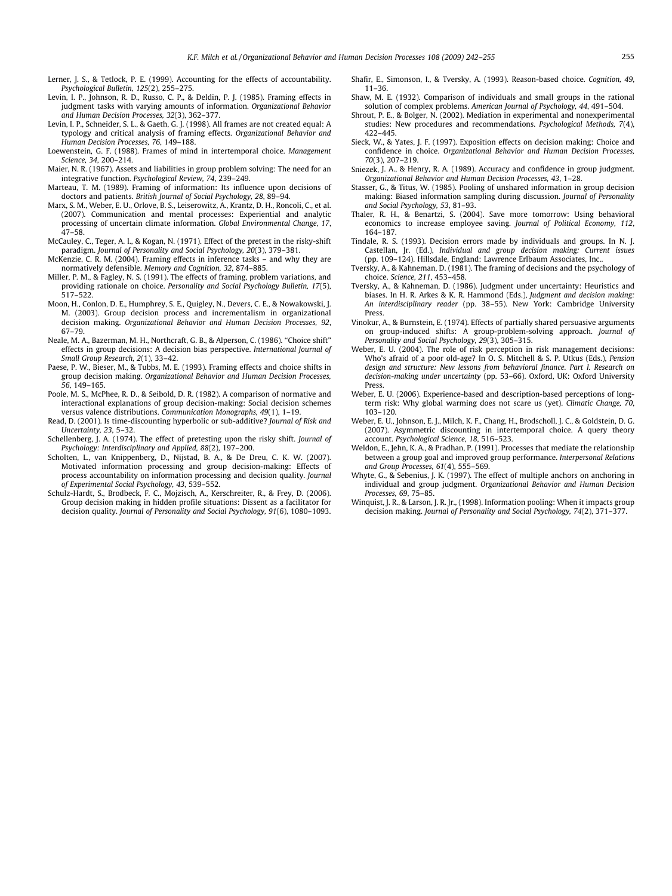Lerner, J. S., & Tetlock, P. E. (1999). Accounting for the effects of accountability. *Psychological Bulletin, 125*(2), 255–275.

Levin, I. P., Johnson, R. D., Russo, C. P., & Deldin, P. J. (1985). Framing effects in judgment tasks with varying amounts of information. *Organizational Behavior and Human Decision Processes, 32*(3), 362–377.

Levin, I. P., Schneider, S. L., & Gaeth, G. J. (1998). All frames are not created equal: A typology and critical analysis of framing effects. *Organizational Behavior and Human Decision Processes, 76*, 149–188.

Loewenstein, G. F. (1988). Frames of mind in intertemporal choice. *Management Science, 34*, 200–214.

Maier, N. R. (1967). Assets and liabilities in group problem solving: The need for an integrative function. *Psychological Review, 74*, 239–249.

Marteau, T. M. (1989). Framing of information: Its influence upon decisions of doctors and patients. *British Journal of Social Psychology, 28*, 89–94.

Marx, S. M., Weber, E. U., Orlove, B. S., Leiserowitz, A., Krantz, D. H., Roncoli, C., et al. (2007). Communication and mental processes: Experiential and analytic processing of uncertain climate information. *Global Environmental Change, 17*, 47–58.

McCauley, C., Teger, A. I., & Kogan, N. (1971). Effect of the pretest in the risky-shift paradigm. *Journal of Personality and Social Psychology, 20*(3), 379–381.

McKenzie, C. R. M. (2004). Framing effects in inference tasks – and why they are normatively defensible. *Memory and Cognition, 32*, 874–885.

Miller, P. M., & Fagley, N. S. (1991). The effects of framing, problem variations, and providing rationale on choice. *Personality and Social Psychology Bulletin, 17*(5), 517–522.

Moon, H., Conlon, D. E., Humphrey, S. E., Quigley, N., Devers, C. E., & Nowakowski, J. M. (2003). Group decision process and incrementalism in organizational decision making. *Organizational Behavior and Human Decision Processes, 92*, 67–79.

Neale, M. A., Bazerman, M. H., Northcraft, G. B., & Alperson, C. (1986). "Choice shift" effects in group decisions: A decision bias perspective. *International Journal of Small Group Research, 2*(1), 33–42.

Paese, P. W., Bieser, M., & Tubbs, M. E. (1993). Framing effects and choice shifts in group decision making. *Organizational Behavior and Human Decision Processes, 56*, 149–165.

Poole, M. S., McPhee, R. D., & Seibold, D. R. (1982). A comparison of normative and interactional explanations of group decision-making: Social decision schemes versus valence distributions. *Communication Monographs, 49*(1), 1–19.

Read, D. (2001). Is time-discounting hyperbolic or sub-additive? *Journal of Risk and Uncertainty, 23*, 5–32.

Schellenberg, J. A. (1974). The effect of pretesting upon the risky shift. *Journal of Psychology: Interdisciplinary and Applied, 88*(2), 197–200.

Scholten, L., van Knippenberg, D., Nijstad, B. A., & De Dreu, C. K. W. (2007). Motivated information processing and group decision-making: Effects of process accountability on information processing and decision quality. *Journal of Experimental Social Psychology, 43*, 539–552.

Schulz-Hardt, S., Brodbeck, F. C., Mojzisch, A., Kerschreiter, R., & Frey, D. (2006). Group decision making in hidden profile situations: Dissent as a facilitator for decision quality. *Journal of Personality and Social Psychology, 91*(6), 1080–1093.

Shafir, E., Simonson, I., & Tversky, A. (1993). Reason-based choice. *Cognition, 49*, 11–36.

Shaw, M. E. (1932). Comparison of individuals and small groups in the rational solution of complex problems. *American Journal of Psychology, 44*, 491–504.

Shrout, P. E., & Bolger, N. (2002). Mediation in experimental and nonexperimental studies: New procedures and recommendations. *Psychological Methods, 7*(4), 422–445.

Sieck, W., & Yates, J. F. (1997). Exposition effects on decision making: Choice and confidence in choice. *Organizational Behavior and Human Decision Processes, 70*(3), 207–219.

Sniezek, J. A., & Henry, R. A. (1989). Accuracy and confidence in group judgment. *Organizational Behavior and Human Decision Processes, 43*, 1–28.

Stasser, G., & Titus, W. (1985). Pooling of unshared information in group decision making: Biased information sampling during discussion. *Journal of Personality and Social Psychology, 53*, 81–93.

Thaler, R. H., & Benartzi, S. (2004). Save more tomorrow: Using behavioral economics to increase employee saving. *Journal of Political Economy, 112*, 164–187.

Tindale, R. S. (1993). Decision errors made by individuals and groups. In N. J. Castellan, Jr. (Ed.), *Individual and group decision making: Current issues* (pp. 109–124). Hillsdale, England: Lawrence Erlbaum Associates, Inc..

Tversky, A., & Kahneman, D. (1981). The framing of decisions and the psychology of choice. *Science, 211*, 453–458.

Tversky, A., & Kahneman, D. (1986). Judgment under uncertainty: Heuristics and biases. In H. R. Arkes & K. R. Hammond (Eds.), *Judgment and decision making: An interdisciplinary reader* (pp. 38–55). New York: Cambridge University Press.

Vinokur, A., & Burnstein, E. (1974). Effects of partially shared persuasive arguments on group-induced shifts: A group-problem-solving approach. *Journal of Personality and Social Psychology, 29*(3), 305–315.

Weber, E. U. (2004). The role of risk perception in risk management decisions: Who's afraid of a poor old-age? In O. S. Mitchell & S. P. Utkus (Eds.), *Pension design and structure: New lessons from behavioral finance. Part I. Research on decision-making under uncertainty* (pp. 53–66). Oxford, UK: Oxford University Press.

Weber, E. U. (2006). Experience-based and description-based perceptions of long-term risk: Why global warming does not scare us (yet). *Climatic Change, 70*, 103–120.

Weber, E. U., Johnson, E. J., Milch, K. F., Chang, H., Brodscholl, J. C., & Goldstein, D. G. (2007). Asymmetric discounting in intertemporal choice. A query theory account. *Psychological Science, 18*, 516–523.

Weldon, E., Jehn, K. A., & Pradhan, P. (1991). Processes that mediate the relationship between a group goal and improved group performance. *Interpersonal Relations and Group Processes, 61*(4), 555–569.

Whyte, G., & Sebenius, J. K. (1997). The effect of multiple anchors on anchoring in individual and group judgment. *Organizational Behavior and Human Decision Processes, 69*, 75–85.

Winquist, J. R., & Larson, J. R. Jr., (1998). Information pooling: When it impacts group decision making. *Journal of Personality and Social Psychology, 74*(2), 371–377.